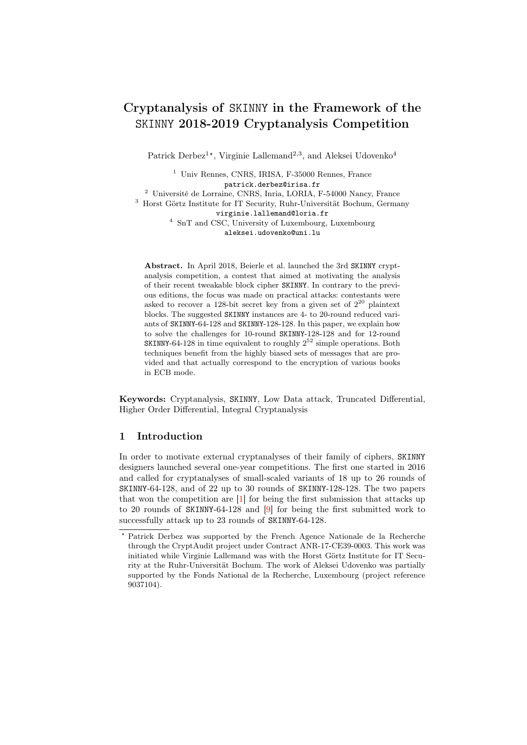# Cryptanalysis of SKINNY in the Framework of the SKINNY 2018-2019 Cryptanalysis Competition

Patrick Derbez[1*], Virginie Lallemand[2,3], and Aleksei Udovenko[4]

[1] Univ Rennes, CNRS, IRISA, F-35000 Rennes, France
patrick.derbez@irisa.fr

[2] Université de Lorraine, CNRS, Inria, LORIA, F-54000 Nancy, France

[3] Horst Görtz Institute for IT Security, Ruhr-Universität Bochum, Germany
virginie.lallemand@loria.fr

[4] SnT and CSC, University of Luxembourg, Luxembourg
aleksei.udovenko@uni.lu

**Abstract.** In April 2018, Beierle et al. launched the 3rd SKINNY cryptanalysis competition, a contest that aimed at motivating the analysis of their recent tweakable block cipher SKINNY. In contrary to the previous editions, the focus was made on practical attacks: contestants were asked to recover a 128-bit secret key from a given set of $2^{20}$ plaintext blocks. The suggested SKINNY instances are 4- to 20-round reduced variants of SKINNY-64-128 and SKINNY-128-128. In this paper, we explain how to solve the challenges for 10-round SKINNY-128-128 and for 12-round SKINNY-64-128 in time equivalent to roughly $2^{52}$ simple operations. Both techniques benefit from the highly biased sets of messages that are provided and that actually correspond to the encryption of various books in ECB mode.

**Keywords:** Cryptanalysis, SKINNY, Low Data attack, Truncated Differential, Higher Order Differential, Integral Cryptanalysis

## 1 Introduction

In order to motivate external cryptanalyses of their family of ciphers, SKINNY designers launched several one-year competitions. The first one started in 2016 and called for cryptanalyses of small-scaled variants of 18 up to 26 rounds of SKINNY-64-128, and of 22 up to 30 rounds of SKINNY-128-128. The two papers that won the competition are [1] for being the first submission that attacks up to 20 rounds of SKINNY-64-128 and [9] for being the first submitted work to successfully attack up to 23 rounds of SKINNY-64-128.

* Patrick Derbez was supported by the French Agence Nationale de la Recherche through the CryptAudit project under Contract ANR-17-CE39-0003. This work was initiated while Virginie Lallemand was with the Horst Görtz Institute for IT Security at the Ruhr-Universität Bochum. The work of Aleksei Udovenko was partially supported by the Fonds National de la Recherche, Luxembourg (project reference 9037104).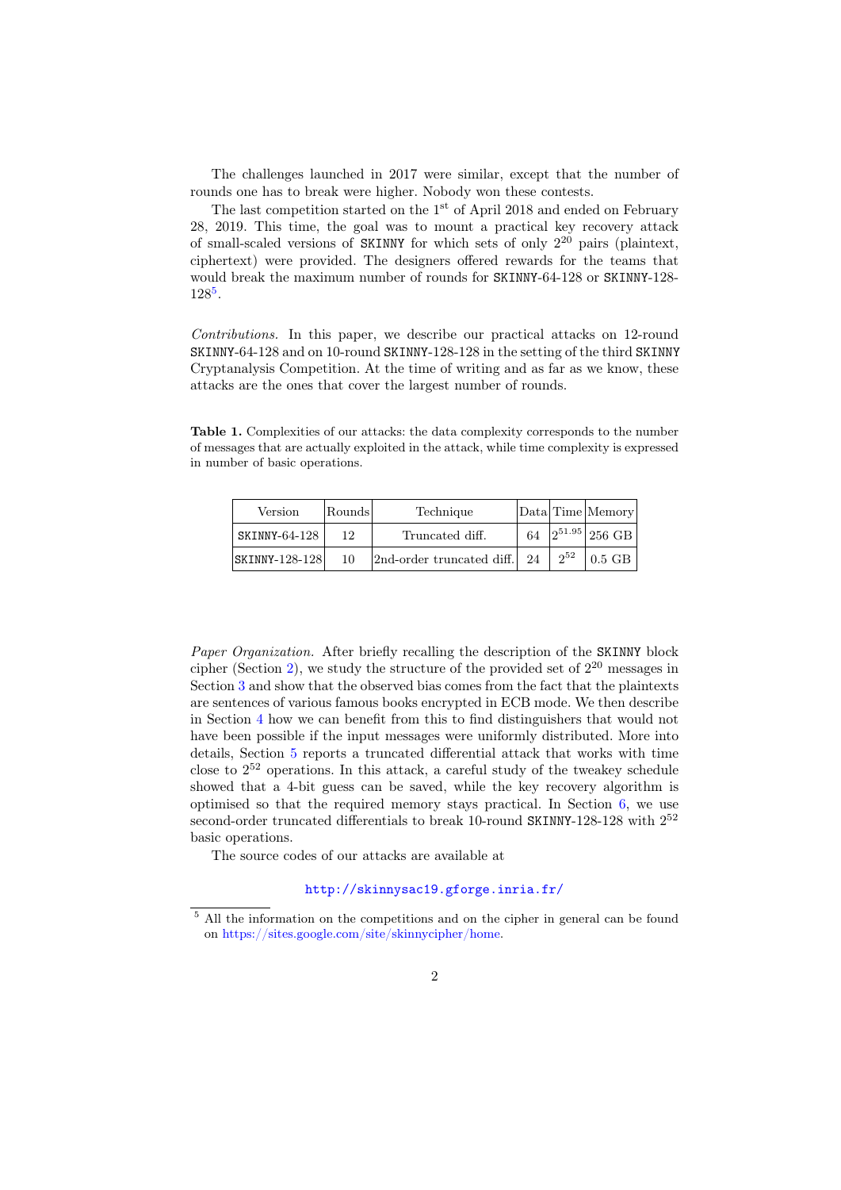The challenges launched in 2017 were similar, except that the number of rounds one has to break were higher. Nobody won these contests.

The last competition started on the 1st of April 2018 and ended on February 28, 2019. This time, the goal was to mount a practical key recovery attack of small-scaled versions of SKINNY for which sets of only $2^{20}$ pairs (plaintext, ciphertext) were provided. The designers offered rewards for the teams that would break the maximum number of rounds for SKINNY-64-128 or SKINNY-128-128[5].

*Contributions.* In this paper, we describe our practical attacks on 12-round SKINNY-64-128 and on 10-round SKINNY-128-128 in the setting of the third SKINNY Cryptanalysis Competition. At the time of writing and as far as we know, these attacks are the ones that cover the largest number of rounds.

**Table 1.** Complexities of our attacks: the data complexity corresponds to the number of messages that are actually exploited in the attack, while time complexity is expressed in number of basic operations.

| Version | Rounds | Technique | Data | Time | Memory |
|---|---|---|---|---|---|
| SKINNY-64-128 | 12 | Truncated diff. | 64 | $2^{51.95}$ | 256 GB |
| SKINNY-128-128 | 10 | 2nd-order truncated diff. | 24 | $2^{52}$ | 0.5 GB |

*Paper Organization.* After briefly recalling the description of the SKINNY block cipher (Section 2), we study the structure of the provided set of $2^{20}$ messages in Section 3 and show that the observed bias comes from the fact that the plaintexts are sentences of various famous books encrypted in ECB mode. We then describe in Section 4 how we can benefit from this to find distinguishers that would not have been possible if the input messages were uniformly distributed. More into details, Section 5 reports a truncated differential attack that works with time close to $2^{52}$ operations. In this attack, a careful study of the tweakey schedule showed that a 4-bit guess can be saved, while the key recovery algorithm is optimised so that the required memory stays practical. In Section 6, we use second-order truncated differentials to break 10-round SKINNY-128-128 with $2^{52}$ basic operations.

The source codes of our attacks are available at

http://skinnysac19.gforge.inria.fr/

[5] All the information on the competitions and on the cipher in general can be found on https://sites.google.com/site/skinnycipher/home.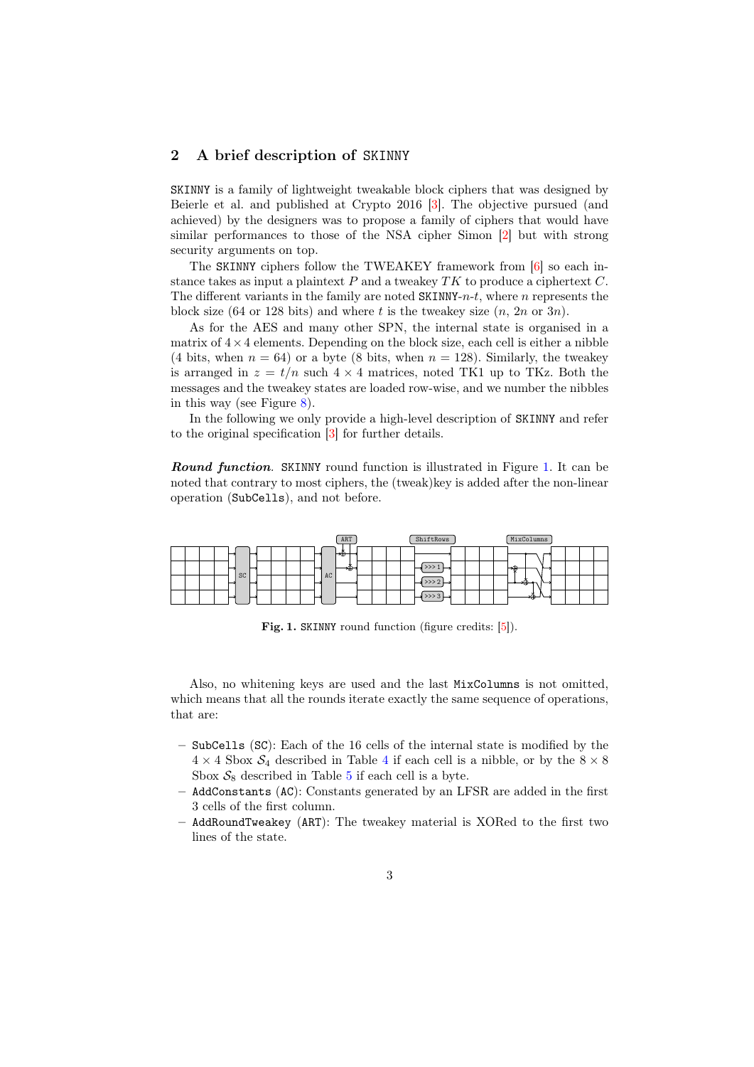## 2 A brief description of SKINNY

SKINNY is a family of lightweight tweakable block ciphers that was designed by Beierle et al. and published at Crypto 2016 [3]. The objective pursued (and achieved) by the designers was to propose a family of ciphers that would have similar performances to those of the NSA cipher Simon [2] but with strong security arguments on top.

The SKINNY ciphers follow the TWEAKEY framework from [6] so each instance takes as input a plaintext $P$ and a tweakey $TK$ to produce a ciphertext $C$. The different variants in the family are noted SKINNY-$n$-$t$, where $n$ represents the block size (64 or 128 bits) and where $t$ is the tweakey size ($n$, $2n$ or $3n$).

As for the AES and many other SPN, the internal state is organised in a matrix of $4 \times 4$ elements. Depending on the block size, each cell is either a nibble (4 bits, when $n = 64$) or a byte (8 bits, when $n = 128$). Similarly, the tweakey is arranged in $z = t/n$ such $4 \times 4$ matrices, noted TK1 up to TKz. Both the messages and the tweakey states are loaded row-wise, and we number the nibbles in this way (see Figure 8).

In the following we only provide a high-level description of SKINNY and refer to the original specification [3] for further details.

***Round function.*** SKINNY round function is illustrated in Figure 1. It can be noted that contrary to most ciphers, the (tweak)key is added after the non-linear operation (SubCells), and not before.

**Fig. 1.** SKINNY round function (figure credits: [5]).

Also, no whitening keys are used and the last MixColumns is not omitted, which means that all the rounds iterate exactly the same sequence of operations, that are:

- SubCells (SC): Each of the 16 cells of the internal state is modified by the $4 \times 4$ Sbox $\mathcal{S}_4$ described in Table 4 if each cell is a nibble, or by the $8 \times 8$ Sbox $\mathcal{S}_8$ described in Table 5 if each cell is a byte.
- AddConstants (AC): Constants generated by an LFSR are added in the first 3 cells of the first column.
- AddRoundTweakey (ART): The tweakey material is XORed to the first two lines of the state.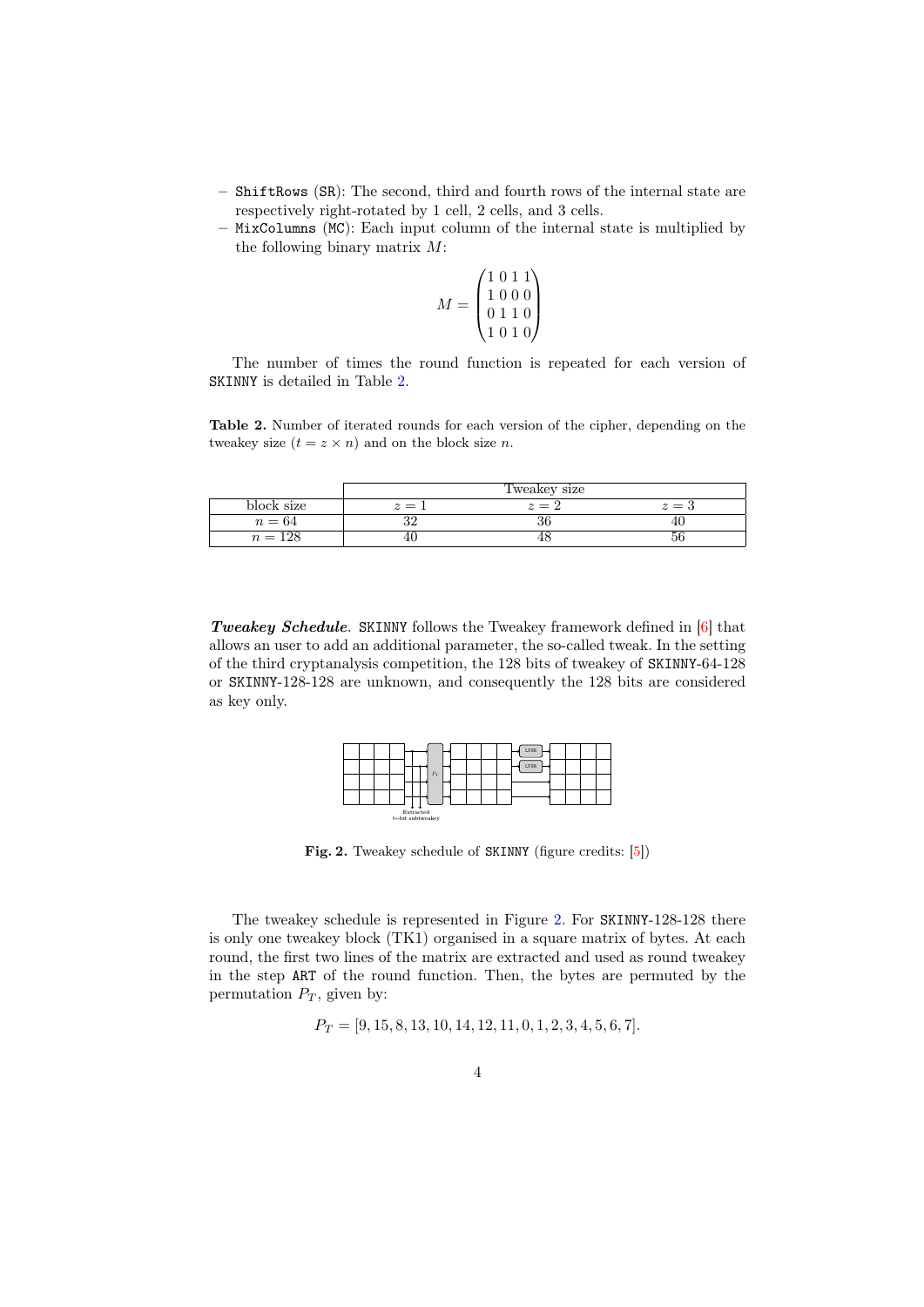- ShiftRows (SR): The second, third and fourth rows of the internal state are respectively right-rotated by 1 cell, 2 cells, and 3 cells.
- MixColumns (MC): Each input column of the internal state is multiplied by the following binary matrix $M$:

$$M = \begin{pmatrix} 1 & 0 & 1 & 1 \\ 1 & 0 & 0 & 0 \\ 0 & 1 & 1 & 0 \\ 1 & 0 & 1 & 0 \end{pmatrix}$$

The number of times the round function is repeated for each version of SKINNY is detailed in Table 2.

**Table 2.** Number of iterated rounds for each version of the cipher, depending on the tweakey size ($t = z \times n$) and on the block size $n$.

| | Tweakey size | | |
|---|---|---|---|
| block size | $z = 1$ | $z = 2$ | $z = 3$ |
| $n = 64$ | 32 | 36 | 40 |
| $n = 128$ | 40 | 48 | 56 |

***Tweakey Schedule.*** SKINNY follows the Tweakey framework defined in [6] that allows an user to add an additional parameter, the so-called tweak. In the setting of the third cryptanalysis competition, the 128 bits of tweakey of SKINNY-64-128 or SKINNY-128-128 are unknown, and consequently the 128 bits are considered as key only.

**Fig. 2.** Tweakey schedule of SKINNY (figure credits: [5])

The tweakey schedule is represented in Figure 2. For SKINNY-128-128 there is only one tweakey block (TK1) organised in a square matrix of bytes. At each round, the first two lines of the matrix are extracted and used as round tweakey in the step ART of the round function. Then, the bytes are permuted by the permutation $P_T$, given by:

$$P_T = [9, 15, 8, 13, 10, 14, 12, 11, 0, 1, 2, 3, 4, 5, 6, 7].$$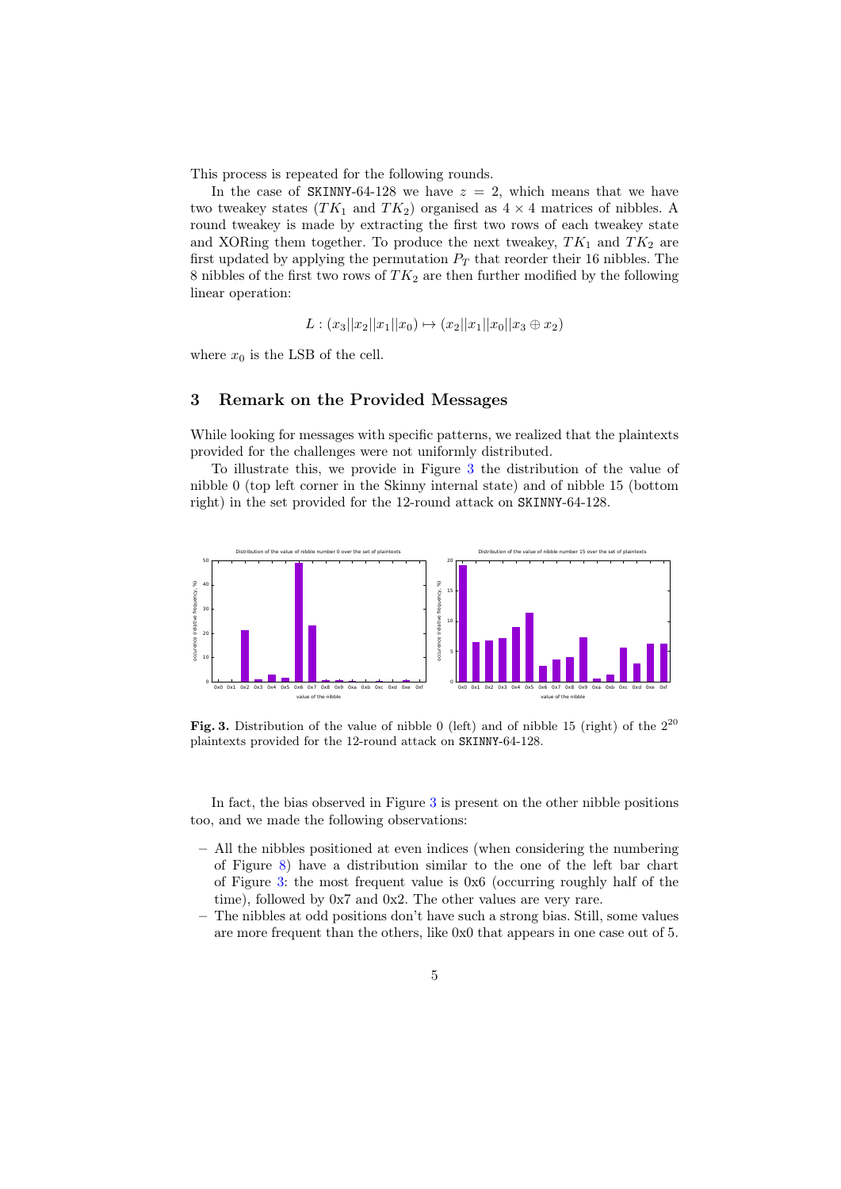This process is repeated for the following rounds.

In the case of SKINNY-64-128 we have $z = 2$, which means that we have two tweakey states ($TK_1$ and $TK_2$) organised as $4 \times 4$ matrices of nibbles. A round tweakey is made by extracting the first two rows of each tweakey state and XORing them together. To produce the next tweakey, $TK_1$ and $TK_2$ are first updated by applying the permutation $P_T$ that reorder their 16 nibbles. The 8 nibbles of the first two rows of $TK_2$ are then further modified by the following linear operation:

$$L : (x_3||x_2||x_1||x_0) \mapsto (x_2||x_1||x_0||x_3 \oplus x_2)$$

where $x_0$ is the LSB of the cell.

## 3 Remark on the Provided Messages

While looking for messages with specific patterns, we realized that the plaintexts provided for the challenges were not uniformly distributed.

To illustrate this, we provide in Figure 3 the distribution of the value of nibble 0 (top left corner in the Skinny internal state) and of nibble 15 (bottom right) in the set provided for the 12-round attack on SKINNY-64-128.

**Fig. 3.** Distribution of the value of nibble 0 (left) and of nibble 15 (right) of the $2^{20}$ plaintexts provided for the 12-round attack on SKINNY-64-128.

In fact, the bias observed in Figure 3 is present on the other nibble positions too, and we made the following observations:

- All the nibbles positioned at even indices (when considering the numbering of Figure 8) have a distribution similar to the one of the left bar chart of Figure 3: the most frequent value is 0x6 (occurring roughly half of the time), followed by 0x7 and 0x2. The other values are very rare.
- The nibbles at odd positions don't have such a strong bias. Still, some values are more frequent than the others, like 0x0 that appears in one case out of 5.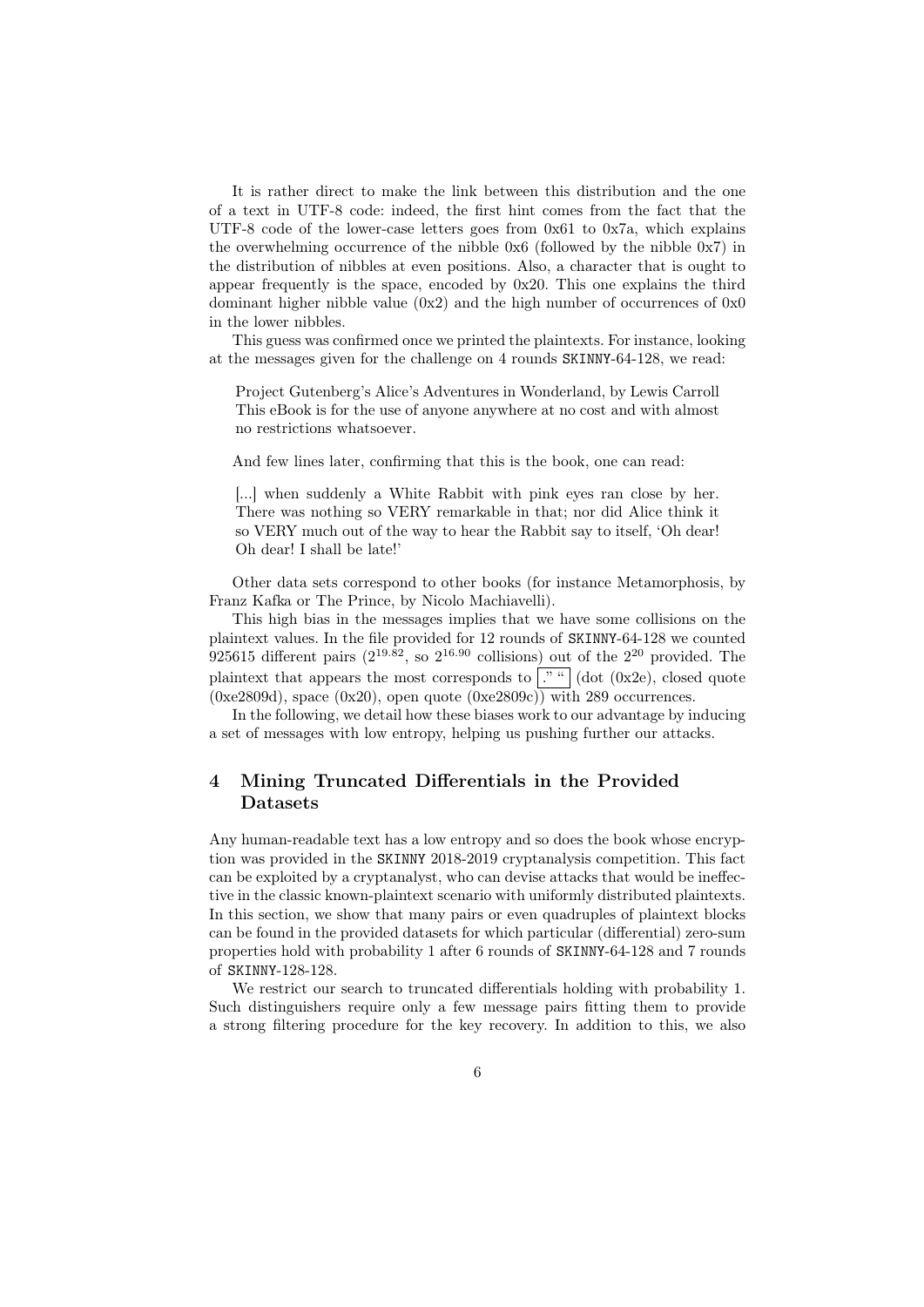It is rather direct to make the link between this distribution and the one of a text in UTF-8 code: indeed, the first hint comes from the fact that the UTF-8 code of the lower-case letters goes from 0x61 to 0x7a, which explains the overwhelming occurrence of the nibble 0x6 (followed by the nibble 0x7) in the distribution of nibbles at even positions. Also, a character that is ought to appear frequently is the space, encoded by 0x20. This one explains the third dominant higher nibble value (0x2) and the high number of occurrences of 0x0 in the lower nibbles.

This guess was confirmed once we printed the plaintexts. For instance, looking at the messages given for the challenge on 4 rounds SKINNY-64-128, we read:

> Project Gutenberg's Alice's Adventures in Wonderland, by Lewis Carroll This eBook is for the use of anyone anywhere at no cost and with almost no restrictions whatsoever.

And few lines later, confirming that this is the book, one can read:

> [...] when suddenly a White Rabbit with pink eyes ran close by her. There was nothing so VERY remarkable in that; nor did Alice think it so VERY much out of the way to hear the Rabbit say to itself, 'Oh dear! Oh dear! I shall be late!'

Other data sets correspond to other books (for instance Metamorphosis, by Franz Kafka or The Prince, by Nicolo Machiavelli).

This high bias in the messages implies that we have some collisions on the plaintext values. In the file provided for 12 rounds of SKINNY-64-128 we counted 925615 different pairs ($2^{19.82}$, so $2^{16.90}$ collisions) out of the $2^{20}$ provided. The plaintext that appears the most corresponds to `." “` (dot (0x2e), closed quote (0xe2809d), space (0x20), open quote (0xe2809c)) with 289 occurrences.

In the following, we detail how these biases work to our advantage by inducing a set of messages with low entropy, helping us pushing further our attacks.

## 4 Mining Truncated Differentials in the Provided Datasets

Any human-readable text has a low entropy and so does the book whose encryption was provided in the SKINNY 2018-2019 cryptanalysis competition. This fact can be exploited by a cryptanalyst, who can devise attacks that would be ineffective in the classic known-plaintext scenario with uniformly distributed plaintexts. In this section, we show that many pairs or even quadruples of plaintext blocks can be found in the provided datasets for which particular (differential) zero-sum properties hold with probability 1 after 6 rounds of SKINNY-64-128 and 7 rounds of SKINNY-128-128.

We restrict our search to truncated differentials holding with probability 1. Such distinguishers require only a few message pairs fitting them to provide a strong filtering procedure for the key recovery. In addition to this, we also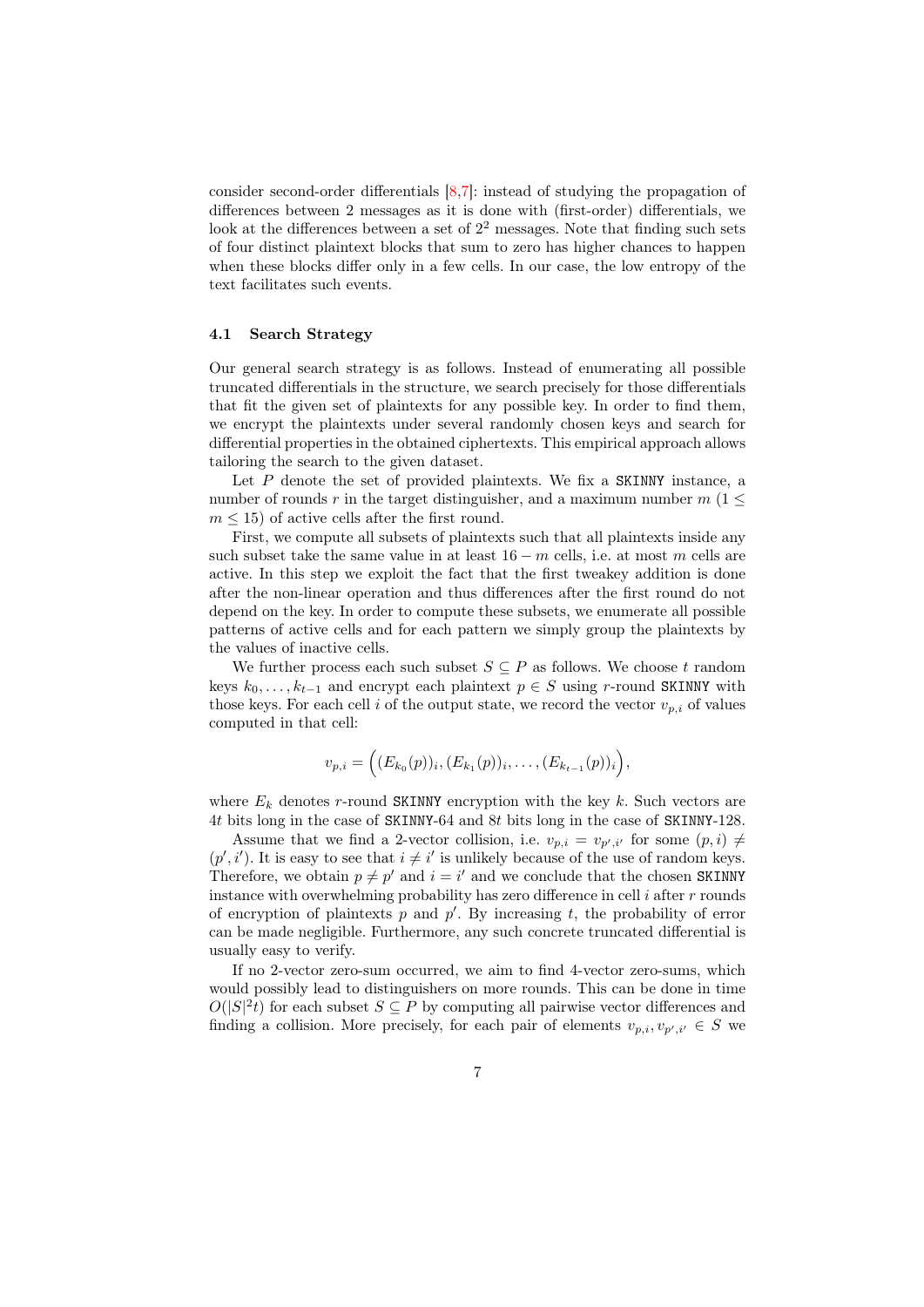consider second-order differentials [8,7]: instead of studying the propagation of differences between 2 messages as it is done with (first-order) differentials, we look at the differences between a set of $2^2$ messages. Note that finding such sets of four distinct plaintext blocks that sum to zero has higher chances to happen when these blocks differ only in a few cells. In our case, the low entropy of the text facilitates such events.

### 4.1 Search Strategy

Our general search strategy is as follows. Instead of enumerating all possible truncated differentials in the structure, we search precisely for those differentials that fit the given set of plaintexts for any possible key. In order to find them, we encrypt the plaintexts under several randomly chosen keys and search for differential properties in the obtained ciphertexts. This empirical approach allows tailoring the search to the given dataset.

Let $P$ denote the set of provided plaintexts. We fix a SKINNY instance, a number of rounds $r$ in the target distinguisher, and a maximum number $m$ ($1 \leq m \leq 15$) of active cells after the first round.

First, we compute all subsets of plaintexts such that all plaintexts inside any such subset take the same value in at least $16 - m$ cells, i.e. at most $m$ cells are active. In this step we exploit the fact that the first tweakey addition is done after the non-linear operation and thus differences after the first round do not depend on the key. In order to compute these subsets, we enumerate all possible patterns of active cells and for each pattern we simply group the plaintexts by the values of inactive cells.

We further process each such subset $S \subseteq P$ as follows. We choose $t$ random keys $k_0, \ldots, k_{t-1}$ and encrypt each plaintext $p \in S$ using $r$-round SKINNY with those keys. For each cell $i$ of the output state, we record the vector $v_{p,i}$ of values computed in that cell:

$$v_{p,i} = \Big((E_{k_0}(p))_i, (E_{k_1}(p))_i, \ldots, (E_{k_{t-1}}(p))_i\Big),$$

where $E_k$ denotes $r$-round SKINNY encryption with the key $k$. Such vectors are $4t$ bits long in the case of SKINNY-64 and $8t$ bits long in the case of SKINNY-128.

Assume that we find a 2-vector collision, i.e. $v_{p,i} = v_{p',i'}$ for some $(p, i) \neq (p', i')$. It is easy to see that $i \neq i'$ is unlikely because of the use of random keys. Therefore, we obtain $p \neq p'$ and $i = i'$ and we conclude that the chosen SKINNY instance with overwhelming probability has zero difference in cell $i$ after $r$ rounds of encryption of plaintexts $p$ and $p'$. By increasing $t$, the probability of error can be made negligible. Furthermore, any such concrete truncated differential is usually easy to verify.

If no 2-vector zero-sum occurred, we aim to find 4-vector zero-sums, which would possibly lead to distinguishers on more rounds. This can be done in time $O(|S|^2 t)$ for each subset $S \subseteq P$ by computing all pairwise vector differences and finding a collision. More precisely, for each pair of elements $v_{p,i}, v_{p',i'} \in S$ we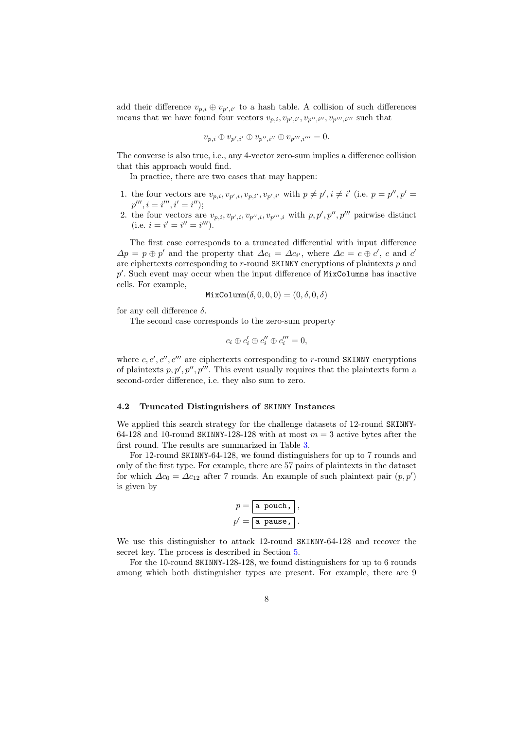add their difference $v_{p,i} \oplus v_{p',i'}$ to a hash table. A collision of such differences means that we have found four vectors $v_{p,i}, v_{p',i'}, v_{p'',i''}, v_{p''',i'''}$ such that

$$v_{p,i} \oplus v_{p',i'} \oplus v_{p'',i''} \oplus v_{p''',i'''} = 0.$$

The converse is also true, i.e., any 4-vector zero-sum implies a difference collision that this approach would find.

In practice, there are two cases that may happen:

1. the four vectors are $v_{p,i}, v_{p',i}, v_{p,i'}, v_{p',i'}$ with $p \neq p', i \neq i'$ (i.e. $p = p'', p' = p''', i = i''', i' = i''$);
2. the four vectors are $v_{p,i}, v_{p',i}, v_{p'',i}, v_{p''',i}$ with $p, p', p'', p'''$ pairwise distinct (i.e. $i = i' = i'' = i'''$).

The first case corresponds to a truncated differential with input difference $\Delta p = p \oplus p'$ and the property that $\Delta c_i = \Delta c_{i'}$, where $\Delta c = c \oplus c'$, $c$ and $c'$ are ciphertexts corresponding to $r$-round SKINNY encryptions of plaintexts $p$ and $p'$. Such event may occur when the input difference of MixColumns has inactive cells. For example,

$$\texttt{MixColumn}(\delta, 0, 0, 0) = (0, \delta, 0, \delta)$$

for any cell difference $\delta$.

The second case corresponds to the zero-sum property

$$c_i \oplus c'_i \oplus c''_i \oplus c'''_i = 0,$$

where $c, c', c'', c'''$ are ciphertexts corresponding to $r$-round SKINNY encryptions of plaintexts $p, p', p'', p'''$. This event usually requires that the plaintexts form a second-order difference, i.e. they also sum to zero.

### 4.2 Truncated Distinguishers of SKINNY Instances

We applied this search strategy for the challenge datasets of 12-round SKINNY-64-128 and 10-round SKINNY-128-128 with at most $m = 3$ active bytes after the first round. The results are summarized in Table 3.

For 12-round SKINNY-64-128, we found distinguishers for up to 7 rounds and only of the first type. For example, there are 57 pairs of plaintexts in the dataset for which $\Delta c_0 = \Delta c_{12}$ after 7 rounds. An example of such plaintext pair $(p, p')$ is given by

$$p = \boxed{\texttt{a pouch,}\ },$$
$$p' = \boxed{\texttt{a pause,}\ }.$$

We use this distinguisher to attack 12-round SKINNY-64-128 and recover the secret key. The process is described in Section 5.

For the 10-round SKINNY-128-128, we found distinguishers for up to 6 rounds among which both distinguisher types are present. For example, there are 9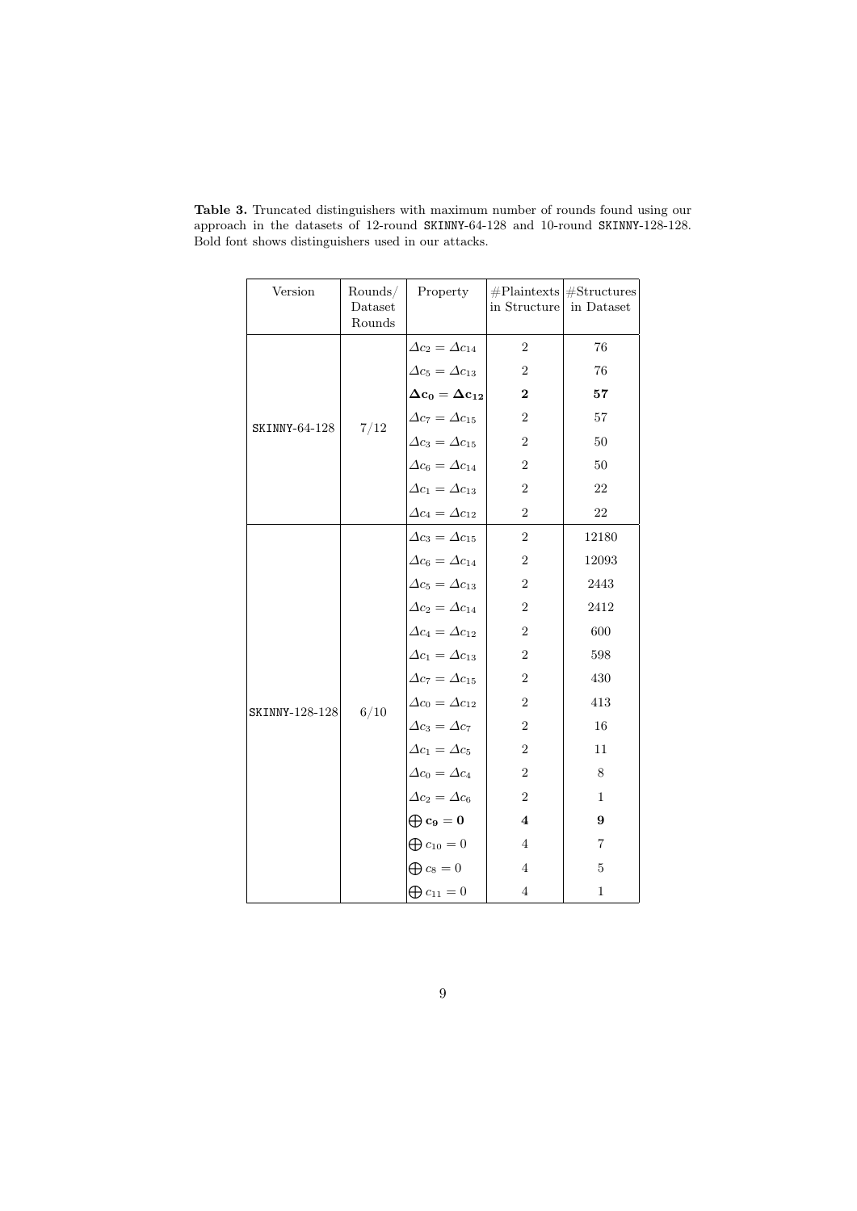**Table 3.** Truncated distinguishers with maximum number of rounds found using our approach in the datasets of 12-round SKINNY-64-128 and 10-round SKINNY-128-128. Bold font shows distinguishers used in our attacks.

| Version | Rounds/ Dataset Rounds | Property | #Plaintexts in Structure | #Structures in Dataset |
|---|---|---|---|---|
| SKINNY-64-128 | 7/12 | $\Delta c_2 = \Delta c_{14}$ | 2 | 76 |
| | | $\Delta c_5 = \Delta c_{13}$ | 2 | 76 |
| | | $\mathbf{\Delta c_0 = \Delta c_{12}}$ | **2** | **57** |
| | | $\Delta c_7 = \Delta c_{15}$ | 2 | 57 |
| | | $\Delta c_3 = \Delta c_{15}$ | 2 | 50 |
| | | $\Delta c_6 = \Delta c_{14}$ | 2 | 50 |
| | | $\Delta c_1 = \Delta c_{13}$ | 2 | 22 |
| | | $\Delta c_4 = \Delta c_{12}$ | 2 | 22 |
| SKINNY-128-128 | 6/10 | $\Delta c_3 = \Delta c_{15}$ | 2 | 12180 |
| | | $\Delta c_6 = \Delta c_{14}$ | 2 | 12093 |
| | | $\Delta c_5 = \Delta c_{13}$ | 2 | 2443 |
| | | $\Delta c_2 = \Delta c_{14}$ | 2 | 2412 |
| | | $\Delta c_4 = \Delta c_{12}$ | 2 | 600 |
| | | $\Delta c_1 = \Delta c_{13}$ | 2 | 598 |
| | | $\Delta c_7 = \Delta c_{15}$ | 2 | 430 |
| | | $\Delta c_0 = \Delta c_{12}$ | 2 | 413 |
| | | $\Delta c_3 = \Delta c_7$ | 2 | 16 |
| | | $\Delta c_1 = \Delta c_5$ | 2 | 11 |
| | | $\Delta c_0 = \Delta c_4$ | 2 | 8 |
| | | $\Delta c_2 = \Delta c_6$ | 2 | 1 |
| | | $\mathbf{\bigoplus c_9 = 0}$ | **4** | **9** |
| | | $\bigoplus c_{10} = 0$ | 4 | 7 |
| | | $\bigoplus c_8 = 0$ | 4 | 5 |
| | | $\bigoplus c_{11} = 0$ | 4 | 1 |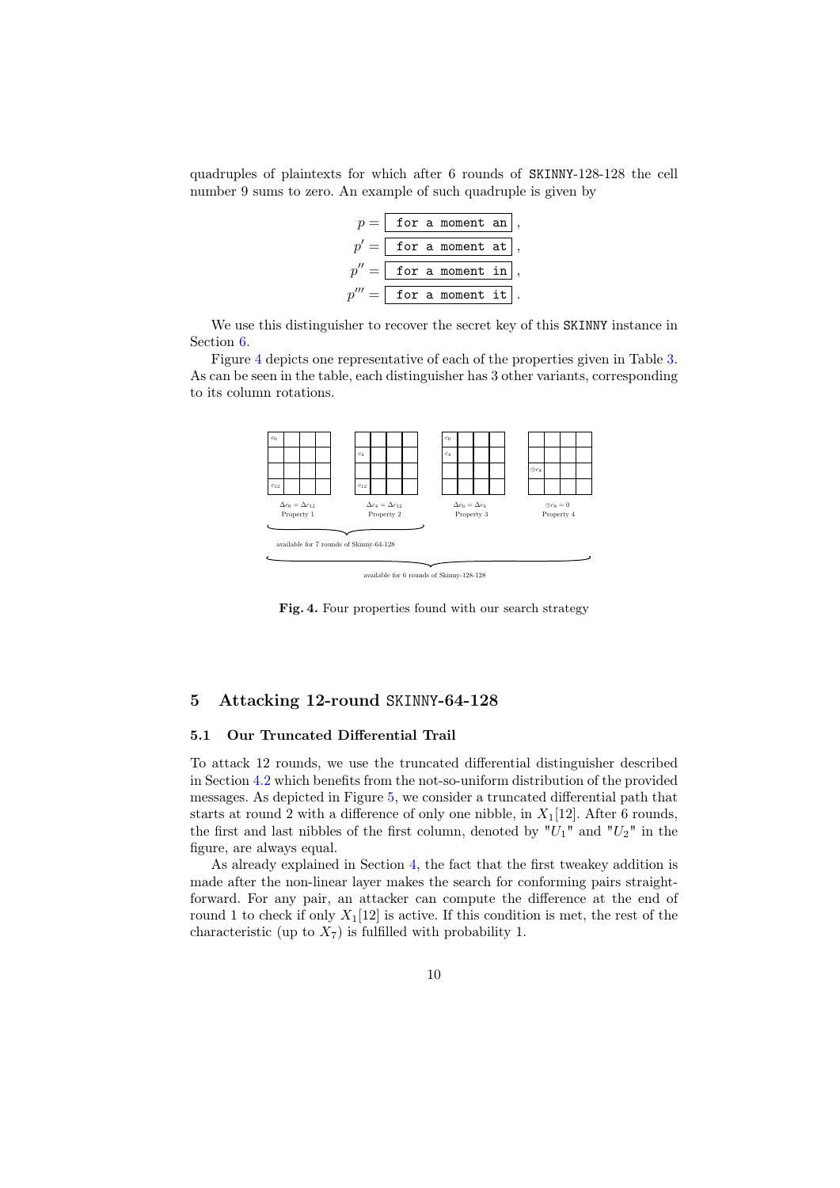quadruples of plaintexts for which after 6 rounds of SKINNY-128-128 the cell number 9 sums to zero. An example of such quadruple is given by

$$p = \boxed{\texttt{for a moment an}},$$
$$p' = \boxed{\texttt{for a moment at}},$$
$$p'' = \boxed{\texttt{for a moment in}},$$
$$p''' = \boxed{\texttt{for a moment it}}.$$

We use this distinguisher to recover the secret key of this SKINNY instance in Section 6.

Figure 4 depicts one representative of each of the properties given in Table 3. As can be seen in the table, each distinguisher has 3 other variants, corresponding to its column rotations.

| Property 1 | Property 2 | Property 3 | Property 4 |
|---|---|---|---|
| $\Delta c_0 = \Delta c_{12}$ | $\Delta c_4 = \Delta c_{12}$ | $\Delta c_0 = \Delta c_4$ | $\oplus c_8 = 0$ |

Properties 1–2: available for 7 rounds of Skinny-64-128

Properties 1–4: available for 6 rounds of Skinny-128-128

**Fig. 4.** Four properties found with our search strategy

## 5 Attacking 12-round SKINNY-64-128

### 5.1 Our Truncated Differential Trail

To attack 12 rounds, we use the truncated differential distinguisher described in Section 4.2 which benefits from the not-so-uniform distribution of the provided messages. As depicted in Figure 5, we consider a truncated differential path that starts at round 2 with a difference of only one nibble, in $X_1[12]$. After 6 rounds, the first and last nibbles of the first column, denoted by "$U_1$" and "$U_2$" in the figure, are always equal.

As already explained in Section 4, the fact that the first tweakey addition is made after the non-linear layer makes the search for conforming pairs straightforward. For any pair, an attacker can compute the difference at the end of round 1 to check if only $X_1[12]$ is active. If this condition is met, the rest of the characteristic (up to $X_7$) is fulfilled with probability 1.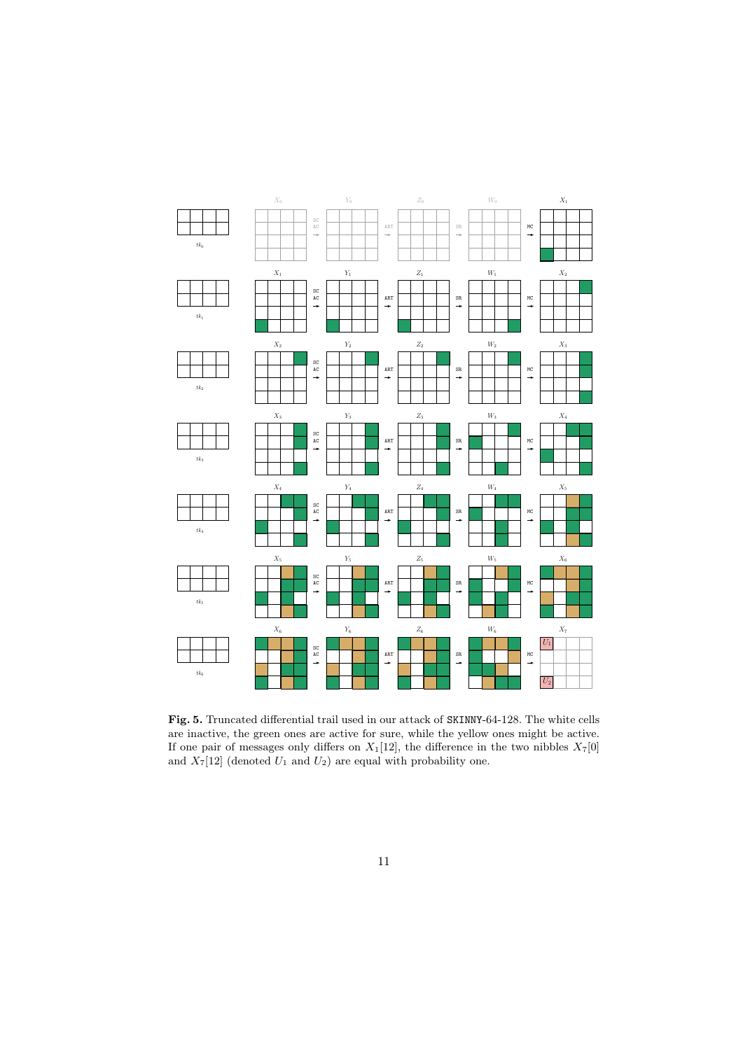**Fig. 5.** Truncated differential trail used in our attack of SKINNY-64-128. The white cells are inactive, the green ones are active for sure, while the yellow ones might be active. If one pair of messages only differs on $X_1[12]$, the difference in the two nibbles $X_7[0]$ and $X_7[12]$ (denoted $U_1$ and $U_2$) are equal with probability one.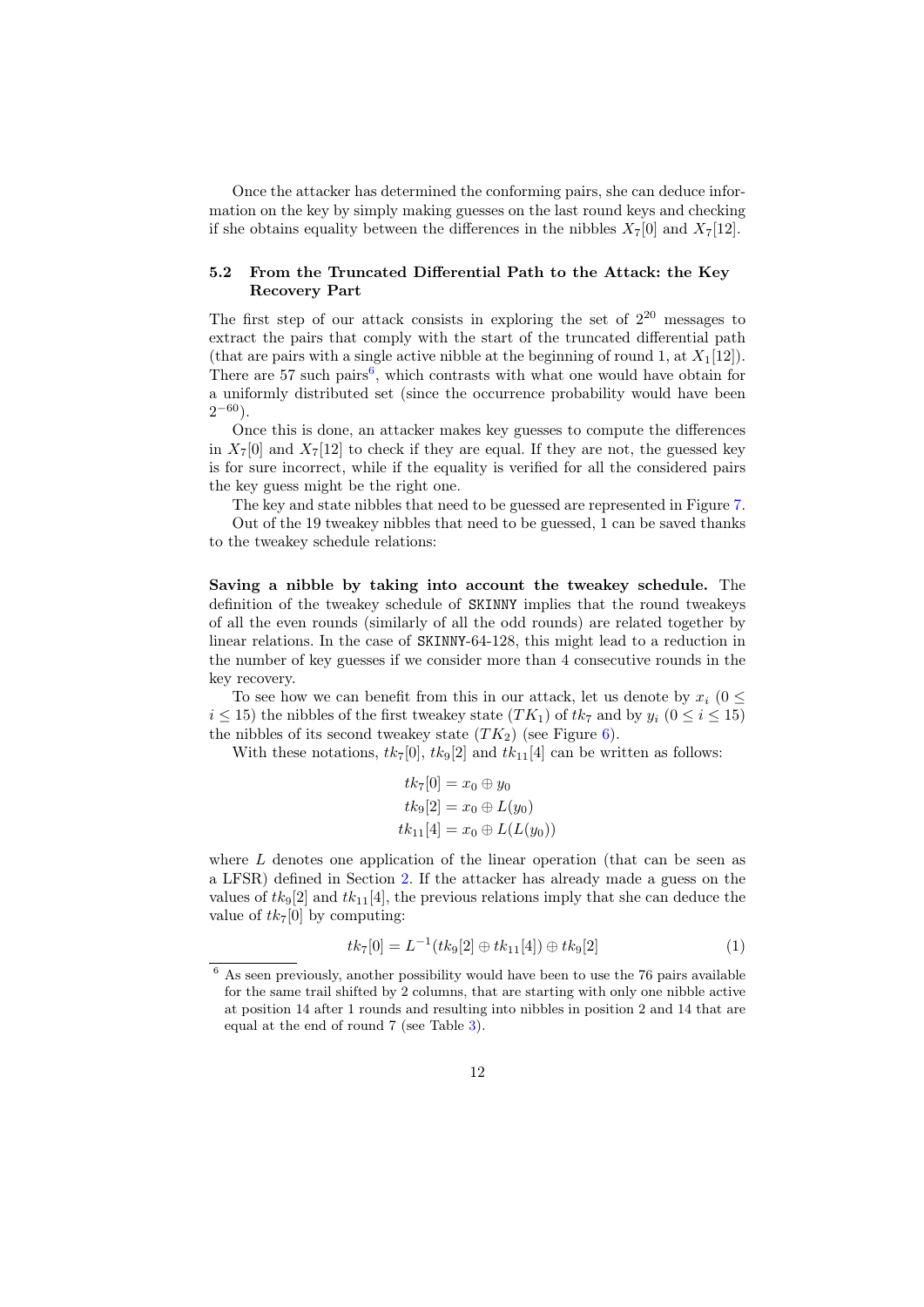Once the attacker has determined the conforming pairs, she can deduce information on the key by simply making guesses on the last round keys and checking if she obtains equality between the differences in the nibbles $X_7[0]$ and $X_7[12]$.

### 5.2 From the Truncated Differential Path to the Attack: the Key Recovery Part

The first step of our attack consists in exploring the set of $2^{20}$ messages to extract the pairs that comply with the start of the truncated differential path (that are pairs with a single active nibble at the beginning of round 1, at $X_1[12]$). There are 57 such pairs[6], which contrasts with what one would have obtain for a uniformly distributed set (since the occurrence probability would have been $2^{-60}$).

Once this is done, an attacker makes key guesses to compute the differences in $X_7[0]$ and $X_7[12]$ to check if they are equal. If they are not, the guessed key is for sure incorrect, while if the equality is verified for all the considered pairs the key guess might be the right one.

The key and state nibbles that need to be guessed are represented in Figure 7.

Out of the 19 tweakey nibbles that need to be guessed, 1 can be saved thanks to the tweakey schedule relations:

**Saving a nibble by taking into account the tweakey schedule.** The definition of the tweakey schedule of SKINNY implies that the round tweakeys of all the even rounds (similarly of all the odd rounds) are related together by linear relations. In the case of SKINNY-64-128, this might lead to a reduction in the number of key guesses if we consider more than 4 consecutive rounds in the key recovery.

To see how we can benefit from this in our attack, let us denote by $x_i$ ($0 \leq i \leq 15$) the nibbles of the first tweakey state ($TK_1$) of $tk_7$ and by $y_i$ ($0 \leq i \leq 15$) the nibbles of its second tweakey state ($TK_2$) (see Figure 6).

With these notations, $tk_7[0]$, $tk_9[2]$ and $tk_{11}[4]$ can be written as follows:

$$
\begin{aligned}
tk_7[0] &= x_0 \oplus y_0 \\
tk_9[2] &= x_0 \oplus L(y_0) \\
tk_{11}[4] &= x_0 \oplus L(L(y_0))
\end{aligned}
$$

where $L$ denotes one application of the linear operation (that can be seen as a LFSR) defined in Section 2. If the attacker has already made a guess on the values of $tk_9[2]$ and $tk_{11}[4]$, the previous relations imply that she can deduce the value of $tk_7[0]$ by computing:

$$
tk_7[0] = L^{-1}(tk_9[2] \oplus tk_{11}[4]) \oplus tk_9[2] \qquad (1)
$$

[6] As seen previously, another possibility would have been to use the 76 pairs available for the same trail shifted by 2 columns, that are starting with only one nibble active at position 14 after 1 rounds and resulting into nibbles in position 2 and 14 that are equal at the end of round 7 (see Table 3).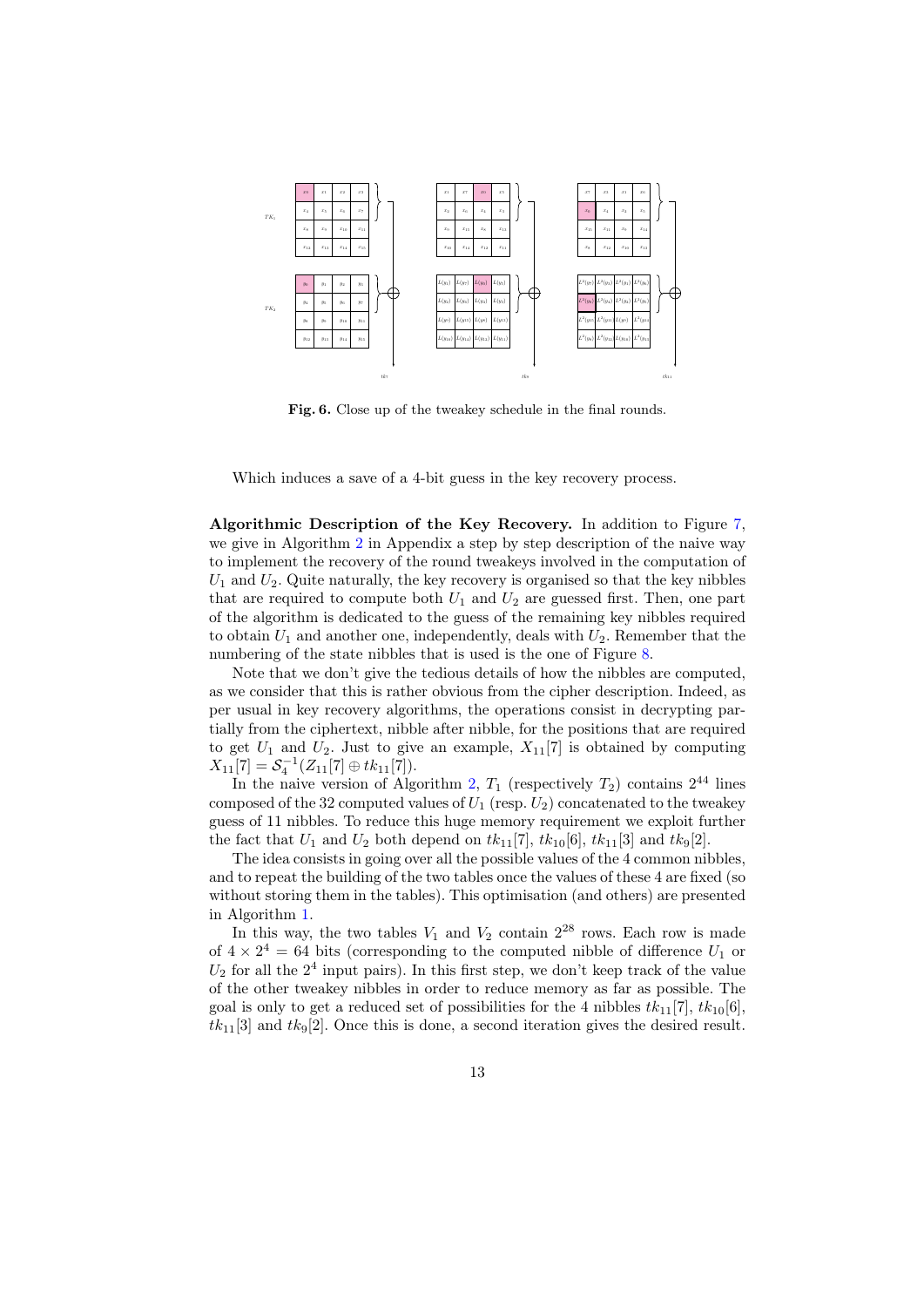Fig. 6. Close up of the tweakey schedule in the final rounds.

Which induces a save of a 4-bit guess in the key recovery process.

**Algorithmic Description of the Key Recovery.** In addition to Figure 7, we give in Algorithm 2 in Appendix a step by step description of the naive way to implement the recovery of the round tweakeys involved in the computation of $U_1$ and $U_2$. Quite naturally, the key recovery is organised so that the key nibbles that are required to compute both $U_1$ and $U_2$ are guessed first. Then, one part of the algorithm is dedicated to the guess of the remaining key nibbles required to obtain $U_1$ and another one, independently, deals with $U_2$. Remember that the numbering of the state nibbles that is used is the one of Figure 8.

Note that we don't give the tedious details of how the nibbles are computed, as we consider that this is rather obvious from the cipher description. Indeed, as per usual in key recovery algorithms, the operations consist in decrypting partially from the ciphertext, nibble after nibble, for the positions that are required to get $U_1$ and $U_2$. Just to give an example, $X_{11}[7]$ is obtained by computing $X_{11}[7] = \mathcal{S}_4^{-1}(Z_{11}[7] \oplus tk_{11}[7])$.

In the naive version of Algorithm 2, $T_1$ (respectively $T_2$) contains $2^{44}$ lines composed of the 32 computed values of $U_1$ (resp. $U_2$) concatenated to the tweakey guess of 11 nibbles. To reduce this huge memory requirement we exploit further the fact that $U_1$ and $U_2$ both depend on $tk_{11}[7]$, $tk_{10}[6]$, $tk_{11}[3]$ and $tk_9[2]$.

The idea consists in going over all the possible values of the 4 common nibbles, and to repeat the building of the two tables once the values of these 4 are fixed (so without storing them in the tables). This optimisation (and others) are presented in Algorithm 1.

In this way, the two tables $V_1$ and $V_2$ contain $2^{28}$ rows. Each row is made of $4 \times 2^4 = 64$ bits (corresponding to the computed nibble of difference $U_1$ or $U_2$ for all the $2^4$ input pairs). In this first step, we don't keep track of the value of the other tweakey nibbles in order to reduce memory as far as possible. The goal is only to get a reduced set of possibilities for the 4 nibbles $tk_{11}[7]$, $tk_{10}[6]$, $tk_{11}[3]$ and $tk_9[2]$. Once this is done, a second iteration gives the desired result.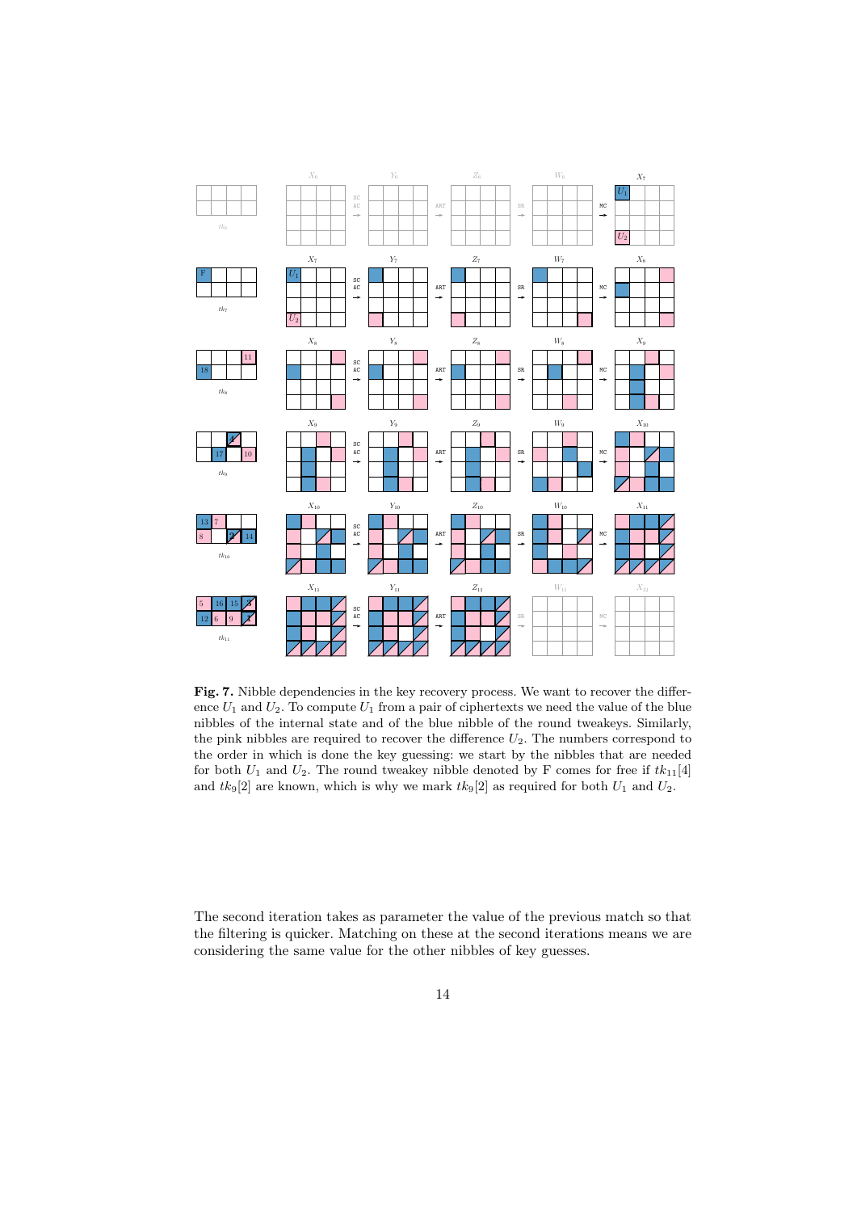**Fig. 7.** Nibble dependencies in the key recovery process. We want to recover the difference $U_1$ and $U_2$. To compute $U_1$ from a pair of ciphertexts we need the value of the blue nibbles of the internal state and of the blue nibble of the round tweakeys. Similarly, the pink nibbles are required to recover the difference $U_2$. The numbers correspond to the order in which is done the key guessing: we start by the nibbles that are needed for both $U_1$ and $U_2$. The round tweakey nibble denoted by F comes for free if $tk_{11}[4]$ and $tk_9[2]$ are known, which is why we mark $tk_9[2]$ as required for both $U_1$ and $U_2$.

The second iteration takes as parameter the value of the previous match so that the filtering is quicker. Matching on these at the second iterations means we are considering the same value for the other nibbles of key guesses.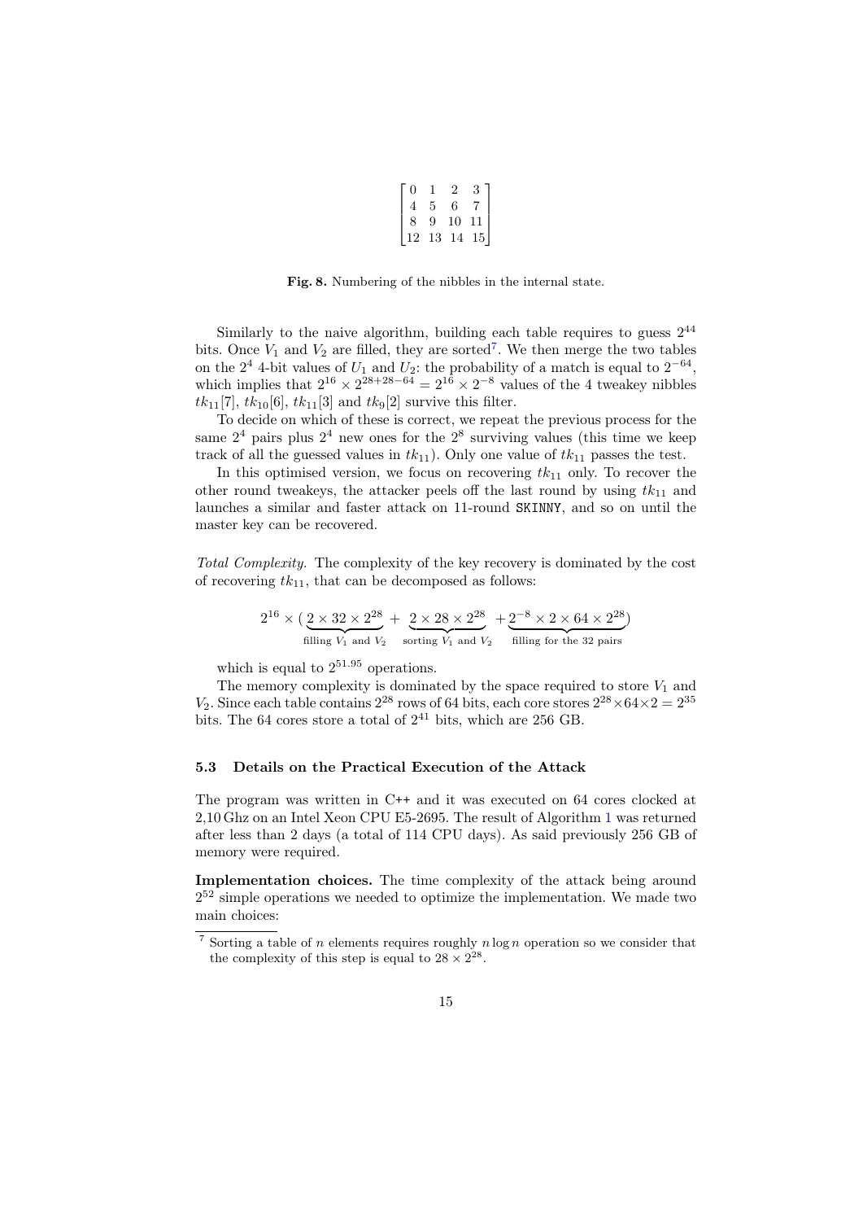$$\begin{bmatrix} 0 & 1 & 2 & 3 \\ 4 & 5 & 6 & 7 \\ 8 & 9 & 10 & 11 \\ 12 & 13 & 14 & 15 \end{bmatrix}$$

**Fig. 8.** Numbering of the nibbles in the internal state.

Similarly to the naive algorithm, building each table requires to guess $2^{44}$ bits. Once $V_1$ and $V_2$ are filled, they are sorted[7]. We then merge the two tables on the $2^4$ 4-bit values of $U_1$ and $U_2$: the probability of a match is equal to $2^{-64}$, which implies that $2^{16} \times 2^{28+28-64} = 2^{16} \times 2^{-8}$ values of the 4 tweakey nibbles $tk_{11}[7]$, $tk_{10}[6]$, $tk_{11}[3]$ and $tk_9[2]$ survive this filter.

To decide on which of these is correct, we repeat the previous process for the same $2^4$ pairs plus $2^4$ new ones for the $2^8$ surviving values (this time we keep track of all the guessed values in $tk_{11}$). Only one value of $tk_{11}$ passes the test.

In this optimised version, we focus on recovering $tk_{11}$ only. To recover the other round tweakeys, the attacker peels off the last round by using $tk_{11}$ and launches a similar and faster attack on 11-round SKINNY, and so on until the master key can be recovered.

*Total Complexity.* The complexity of the key recovery is dominated by the cost of recovering $tk_{11}$, that can be decomposed as follows:

$$2^{16} \times (\underbrace{2 \times 32 \times 2^{28}}_{\text{filling } V_1 \text{ and } V_2} + \underbrace{2 \times 28 \times 2^{28}}_{\text{sorting } V_1 \text{ and } V_2} + \underbrace{2^{-8} \times 2 \times 64 \times 2^{28}}_{\text{filling for the 32 pairs}})$$

which is equal to $2^{51.95}$ operations.

The memory complexity is dominated by the space required to store $V_1$ and $V_2$. Since each table contains $2^{28}$ rows of 64 bits, each core stores $2^{28} \times 64 \times 2 = 2^{35}$ bits. The 64 cores store a total of $2^{41}$ bits, which are 256 GB.

### 5.3 Details on the Practical Execution of the Attack

The program was written in C++ and it was executed on 64 cores clocked at 2,10 Ghz on an Intel Xeon CPU E5-2695. The result of Algorithm 1 was returned after less than 2 days (a total of 114 CPU days). As said previously 256 GB of memory were required.

**Implementation choices.** The time complexity of the attack being around $2^{52}$ simple operations we needed to optimize the implementation. We made two main choices:

[7] Sorting a table of $n$ elements requires roughly $n \log n$ operation so we consider that the complexity of this step is equal to $28 \times 2^{28}$.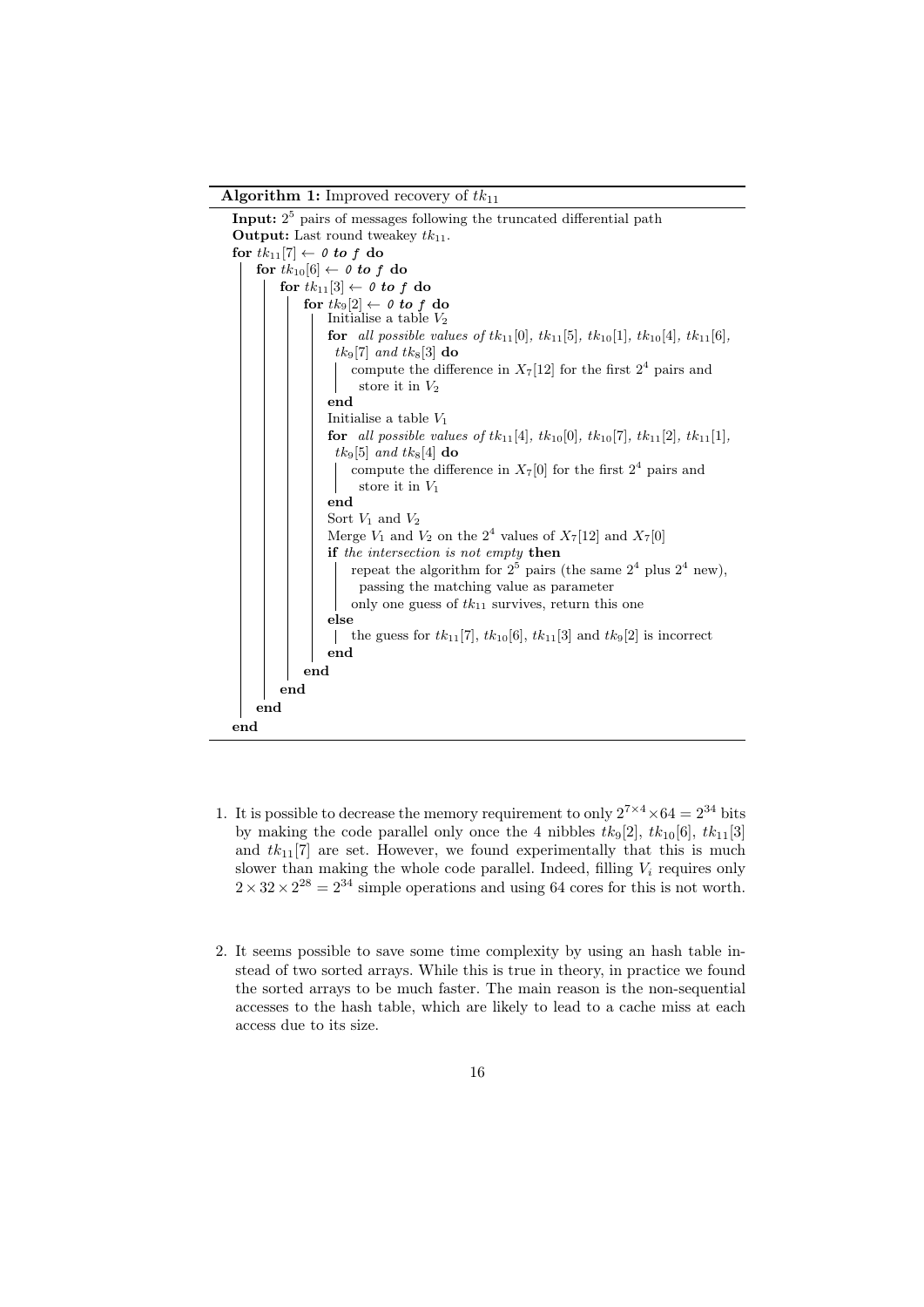**Algorithm 1:** Improved recovery of $tk_{11}$

```
Input: 2^5 pairs of messages following the truncated differential path
Output: Last round tweakey tk_11.
for tk_11[7] ← 0 to f do
    for tk_10[6] ← 0 to f do
        for tk_11[3] ← 0 to f do
            for tk_9[2] ← 0 to f do
                Initialise a table V_2
                for all possible values of tk_11[0], tk_11[5], tk_10[1], tk_10[4], tk_11[6],
                  tk_9[7] and tk_8[3] do
                    compute the difference in X_7[12] for the first 2^4 pairs and
                      store it in V_2
                end
                Initialise a table V_1
                for all possible values of tk_11[4], tk_10[0], tk_10[7], tk_11[2], tk_11[1],
                  tk_9[5] and tk_8[4] do
                    compute the difference in X_7[0] for the first 2^4 pairs and
                      store it in V_1
                end
                Sort V_1 and V_2
                Merge V_1 and V_2 on the 2^4 values of X_7[12] and X_7[0]
                if the intersection is not empty then
                    repeat the algorithm for 2^5 pairs (the same 2^4 plus 2^4 new),
                      passing the matching value as parameter
                    only one guess of tk_11 survives, return this one
                else
                    the guess for tk_11[7], tk_10[6], tk_11[3] and tk_9[2] is incorrect
                end
            end
        end
    end
end
```

1. It is possible to decrease the memory requirement to only $2^{7\times 4}\times 64 = 2^{34}$ bits by making the code parallel only once the 4 nibbles $tk_9[2]$, $tk_{10}[6]$, $tk_{11}[3]$ and $tk_{11}[7]$ are set. However, we found experimentally that this is much slower than making the whole code parallel. Indeed, filling $V_i$ requires only $2 \times 32 \times 2^{28} = 2^{34}$ simple operations and using 64 cores for this is not worth.

2. It seems possible to save some time complexity by using an hash table instead of two sorted arrays. While this is true in theory, in practice we found the sorted arrays to be much faster. The main reason is the non-sequential accesses to the hash table, which are likely to lead to a cache miss at each access due to its size.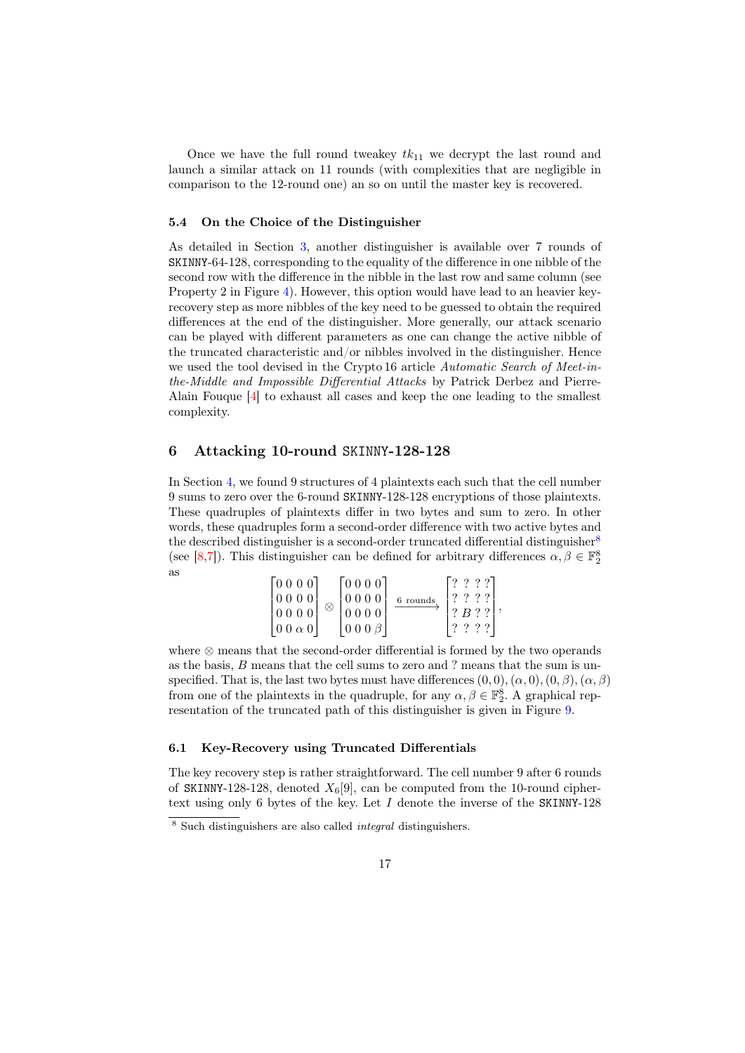Once we have the full round tweakey $tk_{11}$ we decrypt the last round and launch a similar attack on 11 rounds (with complexities that are negligible in comparison to the 12-round one) an so on until the master key is recovered.

### 5.4 On the Choice of the Distinguisher

As detailed in Section 3, another distinguisher is available over 7 rounds of SKINNY-64-128, corresponding to the equality of the difference in one nibble of the second row with the difference in the nibble in the last row and same column (see Property 2 in Figure 4). However, this option would have lead to an heavier key-recovery step as more nibbles of the key need to be guessed to obtain the required differences at the end of the distinguisher. More generally, our attack scenario can be played with different parameters as one can change the active nibble of the truncated characteristic and/or nibbles involved in the distinguisher. Hence we used the tool devised in the Crypto 16 article *Automatic Search of Meet-in-the-Middle and Impossible Differential Attacks* by Patrick Derbez and Pierre-Alain Fouque [4] to exhaust all cases and keep the one leading to the smallest complexity.

## 6 Attacking 10-round SKINNY-128-128

In Section 4, we found 9 structures of 4 plaintexts each such that the cell number 9 sums to zero over the 6-round SKINNY-128-128 encryptions of those plaintexts. These quadruples of plaintexts differ in two bytes and sum to zero. In other words, these quadruples form a second-order difference with two active bytes and the described distinguisher is a second-order truncated differential distinguisher[8] (see [8,7]). This distinguisher can be defined for arbitrary differences $\alpha, \beta \in \mathbb{F}_2^8$ as

$$\begin{bmatrix} 0 & 0 & 0 & 0 \\ 0 & 0 & 0 & 0 \\ 0 & 0 & 0 & 0 \\ 0 & 0 & \alpha & 0 \end{bmatrix} \otimes \begin{bmatrix} 0 & 0 & 0 & 0 \\ 0 & 0 & 0 & 0 \\ 0 & 0 & 0 & 0 \\ 0 & 0 & 0 & \beta \end{bmatrix} \xrightarrow{\text{6 rounds}} \begin{bmatrix} ? & ? & ? & ? \\ ? & ? & ? & ? \\ ? & B & ? & ? \\ ? & ? & ? & ? \end{bmatrix},$$

where $\otimes$ means that the second-order differential is formed by the two operands as the basis, $B$ means that the cell sums to zero and ? means that the sum is unspecified. That is, the last two bytes must have differences $(0,0), (\alpha,0), (0,\beta), (\alpha,\beta)$ from one of the plaintexts in the quadruple, for any $\alpha, \beta \in \mathbb{F}_2^8$. A graphical representation of the truncated path of this distinguisher is given in Figure 9.

### 6.1 Key-Recovery using Truncated Differentials

The key recovery step is rather straightforward. The cell number 9 after 6 rounds of SKINNY-128-128, denoted $X_6[9]$, can be computed from the 10-round ciphertext using only 6 bytes of the key. Let $I$ denote the inverse of the SKINNY-128

[8] Such distinguishers are also called *integral* distinguishers.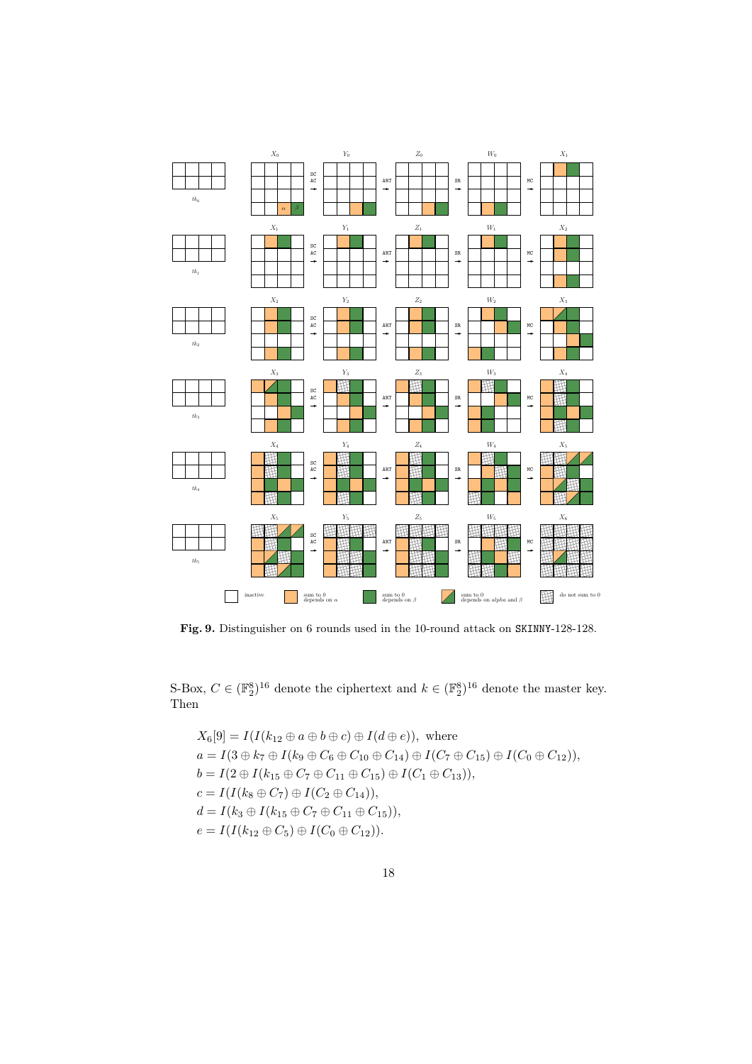**Fig. 9.** Distinguisher on 6 rounds used in the 10-round attack on SKINNY-128-128.

S-Box, $C \in (\mathbb{F}_2^8)^{16}$ denote the ciphertext and $k \in (\mathbb{F}_2^8)^{16}$ denote the master key. Then

$$
\begin{aligned}
&X_6[9] = I(I(k_{12} \oplus a \oplus b \oplus c) \oplus I(d \oplus e)), \text{ where} \\
&a = I(3 \oplus k_7 \oplus I(k_9 \oplus C_6 \oplus C_{10} \oplus C_{14}) \oplus I(C_7 \oplus C_{15}) \oplus I(C_0 \oplus C_{12})), \\
&b = I(2 \oplus I(k_{15} \oplus C_7 \oplus C_{11} \oplus C_{15}) \oplus I(C_1 \oplus C_{13})), \\
&c = I(I(k_8 \oplus C_7) \oplus I(C_2 \oplus C_{14})), \\
&d = I(k_3 \oplus I(k_{15} \oplus C_7 \oplus C_{11} \oplus C_{15})), \\
&e = I(I(k_{12} \oplus C_5) \oplus I(C_0 \oplus C_{12})).
\end{aligned}
$$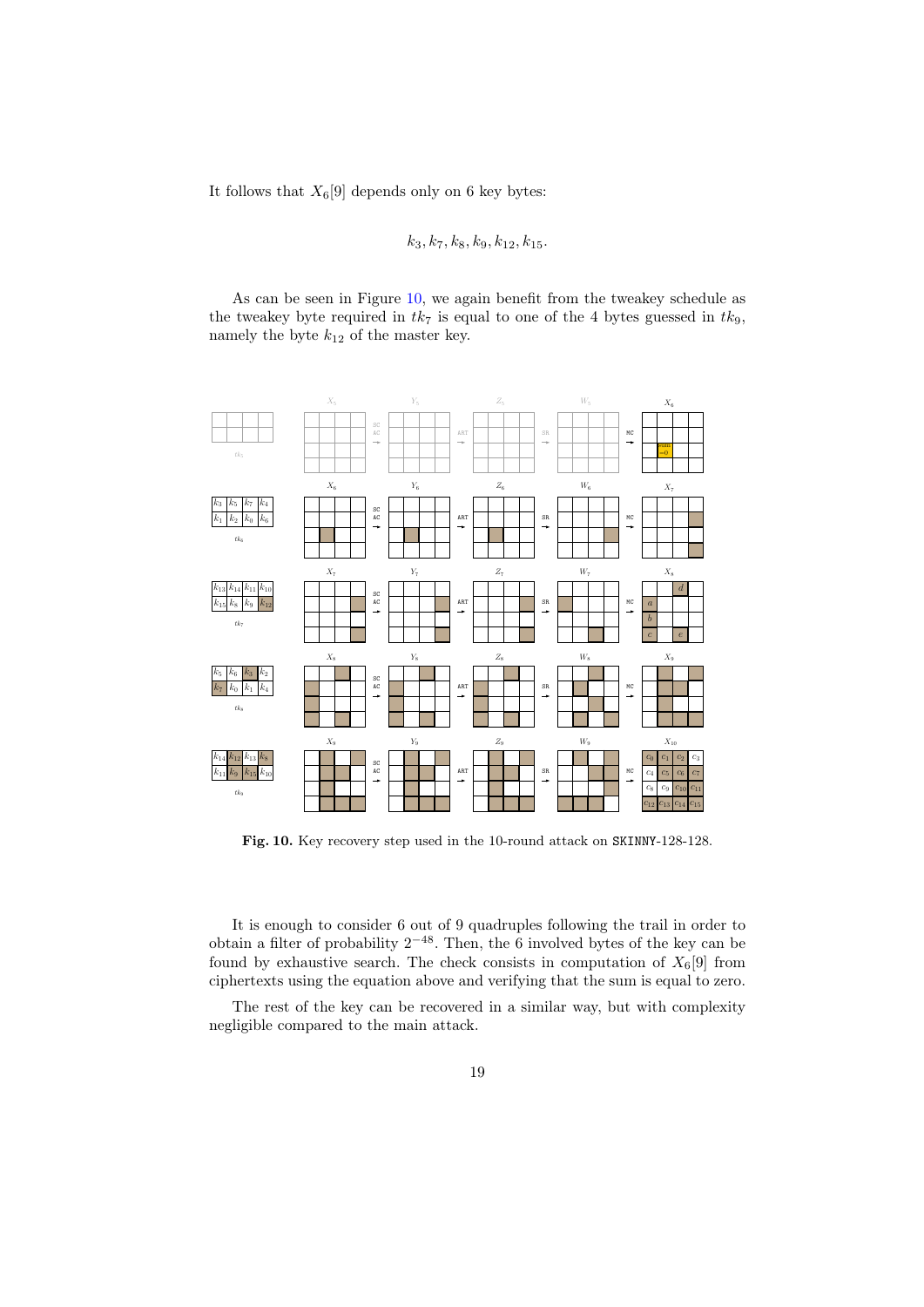It follows that $X_6[9]$ depends only on 6 key bytes:

$$k_3, k_7, k_8, k_9, k_{12}, k_{15}.$$

As can be seen in Figure 10, we again benefit from the tweakey schedule as the tweakey byte required in $tk_7$ is equal to one of the 4 bytes guessed in $tk_9$, namely the byte $k_{12}$ of the master key.

**Fig. 10.** Key recovery step used in the 10-round attack on SKINNY-128-128.

It is enough to consider 6 out of 9 quadruples following the trail in order to obtain a filter of probability $2^{-48}$. Then, the 6 involved bytes of the key can be found by exhaustive search. The check consists in computation of $X_6[9]$ from ciphertexts using the equation above and verifying that the sum is equal to zero.

The rest of the key can be recovered in a similar way, but with complexity negligible compared to the main attack.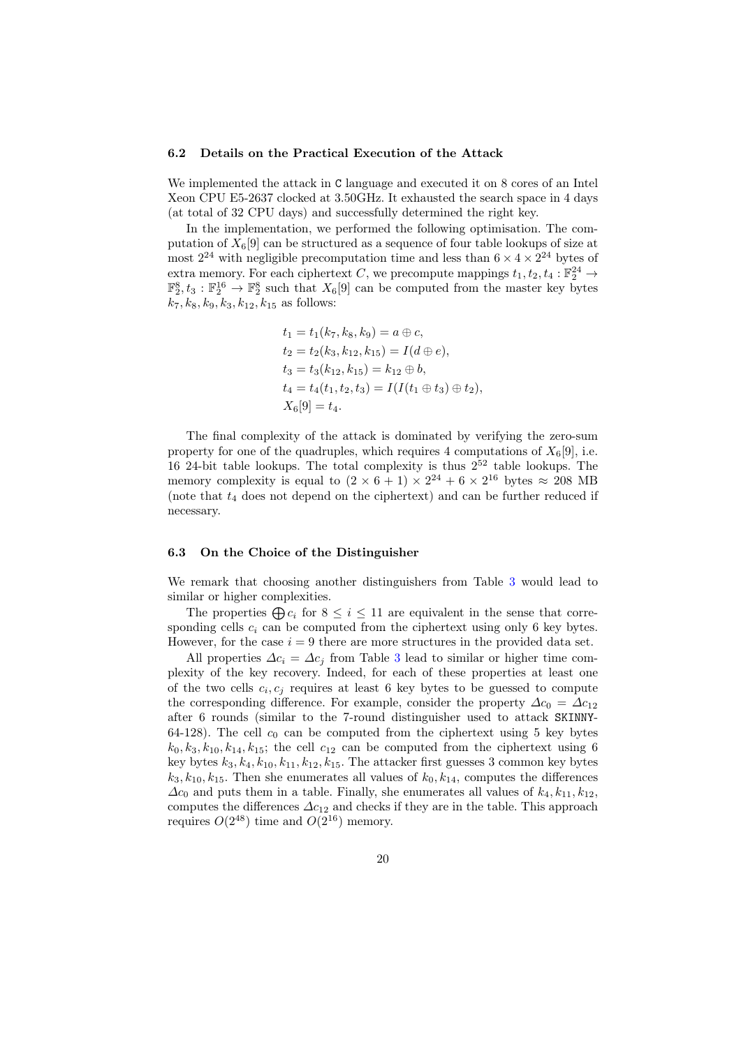### 6.2 Details on the Practical Execution of the Attack

We implemented the attack in `C` language and executed it on 8 cores of an Intel Xeon CPU E5-2637 clocked at 3.50GHz. It exhausted the search space in 4 days (at total of 32 CPU days) and successfully determined the right key.

In the implementation, we performed the following optimisation. The computation of $X_6[9]$ can be structured as a sequence of four table lookups of size at most $2^{24}$ with negligible precomputation time and less than $6 \times 4 \times 2^{24}$ bytes of extra memory. For each ciphertext $C$, we precompute mappings $t_1, t_2, t_4 : \mathbb{F}_2^{24} \to \mathbb{F}_2^8$, $t_3 : \mathbb{F}_2^{16} \to \mathbb{F}_2^8$ such that $X_6[9]$ can be computed from the master key bytes $k_7, k_8, k_9, k_3, k_{12}, k_{15}$ as follows:

$$
\begin{aligned}
t_1 &= t_1(k_7, k_8, k_9) = a \oplus c, \\
t_2 &= t_2(k_3, k_{12}, k_{15}) = I(d \oplus e), \\
t_3 &= t_3(k_{12}, k_{15}) = k_{12} \oplus b, \\
t_4 &= t_4(t_1, t_2, t_3) = I(I(t_1 \oplus t_3) \oplus t_2), \\
X_6[9] &= t_4.
\end{aligned}
$$

The final complexity of the attack is dominated by verifying the zero-sum property for one of the quadruples, which requires 4 computations of $X_6[9]$, i.e. 16 24-bit table lookups. The total complexity is thus $2^{52}$ table lookups. The memory complexity is equal to $(2 \times 6 + 1) \times 2^{24} + 6 \times 2^{16}$ bytes $\approx 208$ MB (note that $t_4$ does not depend on the ciphertext) and can be further reduced if necessary.

### 6.3 On the Choice of the Distinguisher

We remark that choosing another distinguishers from Table 3 would lead to similar or higher complexities.

The properties $\bigoplus c_i$ for $8 \leq i \leq 11$ are equivalent in the sense that corresponding cells $c_i$ can be computed from the ciphertext using only 6 key bytes. However, for the case $i = 9$ there are more structures in the provided data set.

All properties $\Delta c_i = \Delta c_j$ from Table 3 lead to similar or higher time complexity of the key recovery. Indeed, for each of these properties at least one of the two cells $c_i, c_j$ requires at least 6 key bytes to be guessed to compute the corresponding difference. For example, consider the property $\Delta c_0 = \Delta c_{12}$ after 6 rounds (similar to the 7-round distinguisher used to attack SKINNY-64-128). The cell $c_0$ can be computed from the ciphertext using 5 key bytes $k_0, k_3, k_{10}, k_{14}, k_{15}$; the cell $c_{12}$ can be computed from the ciphertext using 6 key bytes $k_3, k_4, k_{10}, k_{11}, k_{12}, k_{15}$. The attacker first guesses 3 common key bytes $k_3, k_{10}, k_{15}$. Then she enumerates all values of $k_0, k_{14}$, computes the differences $\Delta c_0$ and puts them in a table. Finally, she enumerates all values of $k_4, k_{11}, k_{12}$, computes the differences $\Delta c_{12}$ and checks if they are in the table. This approach requires $O(2^{48})$ time and $O(2^{16})$ memory.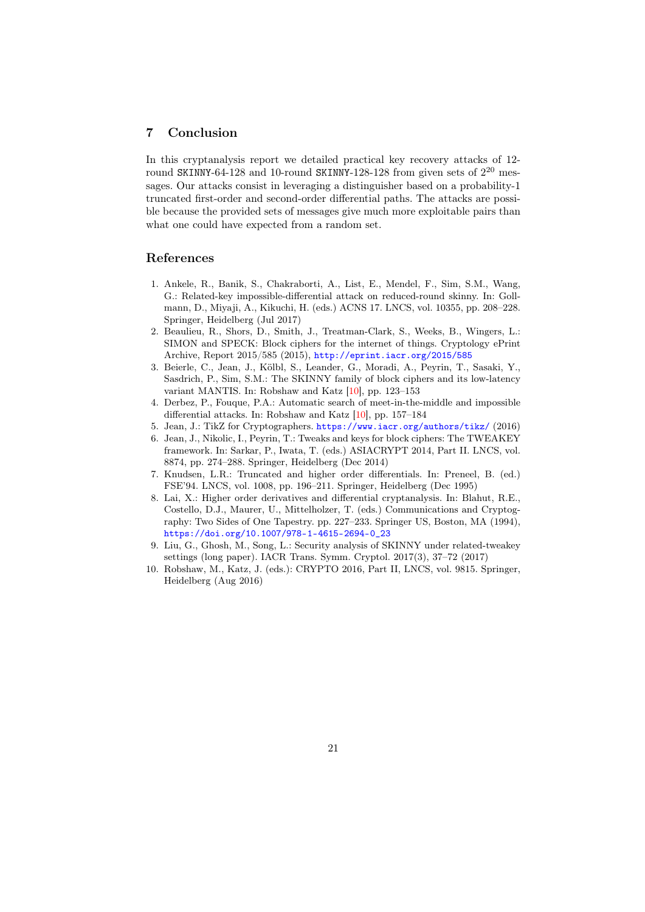## 7 Conclusion

In this cryptanalysis report we detailed practical key recovery attacks of 12-round SKINNY-64-128 and 10-round SKINNY-128-128 from given sets of $2^{20}$ messages. Our attacks consist in leveraging a distinguisher based on a probability-1 truncated first-order and second-order differential paths. The attacks are possible because the provided sets of messages give much more exploitable pairs than what one could have expected from a random set.

## References

1. Ankele, R., Banik, S., Chakraborti, A., List, E., Mendel, F., Sim, S.M., Wang, G.: Related-key impossible-differential attack on reduced-round skinny. In: Gollmann, D., Miyaji, A., Kikuchi, H. (eds.) ACNS 17. LNCS, vol. 10355, pp. 208–228. Springer, Heidelberg (Jul 2017)
2. Beaulieu, R., Shors, D., Smith, J., Treatman-Clark, S., Weeks, B., Wingers, L.: SIMON and SPECK: Block ciphers for the internet of things. Cryptology ePrint Archive, Report 2015/585 (2015), http://eprint.iacr.org/2015/585
3. Beierle, C., Jean, J., Kölbl, S., Leander, G., Moradi, A., Peyrin, T., Sasaki, Y., Sasdrich, P., Sim, S.M.: The SKINNY family of block ciphers and its low-latency variant MANTIS. In: Robshaw and Katz [10], pp. 123–153
4. Derbez, P., Fouque, P.A.: Automatic search of meet-in-the-middle and impossible differential attacks. In: Robshaw and Katz [10], pp. 157–184
5. Jean, J.: TikZ for Cryptographers. https://www.iacr.org/authors/tikz/ (2016)
6. Jean, J., Nikolic, I., Peyrin, T.: Tweaks and keys for block ciphers: The TWEAKEY framework. In: Sarkar, P., Iwata, T. (eds.) ASIACRYPT 2014, Part II. LNCS, vol. 8874, pp. 274–288. Springer, Heidelberg (Dec 2014)
7. Knudsen, L.R.: Truncated and higher order differentials. In: Preneel, B. (ed.) FSE'94. LNCS, vol. 1008, pp. 196–211. Springer, Heidelberg (Dec 1995)
8. Lai, X.: Higher order derivatives and differential cryptanalysis. In: Blahut, R.E., Costello, D.J., Maurer, U., Mittelholzer, T. (eds.) Communications and Cryptography: Two Sides of One Tapestry. pp. 227–233. Springer US, Boston, MA (1994), https://doi.org/10.1007/978-1-4615-2694-0_23
9. Liu, G., Ghosh, M., Song, L.: Security analysis of SKINNY under related-tweakey settings (long paper). IACR Trans. Symm. Cryptol. 2017(3), 37–72 (2017)
10. Robshaw, M., Katz, J. (eds.): CRYPTO 2016, Part II, LNCS, vol. 9815. Springer, Heidelberg (Aug 2016)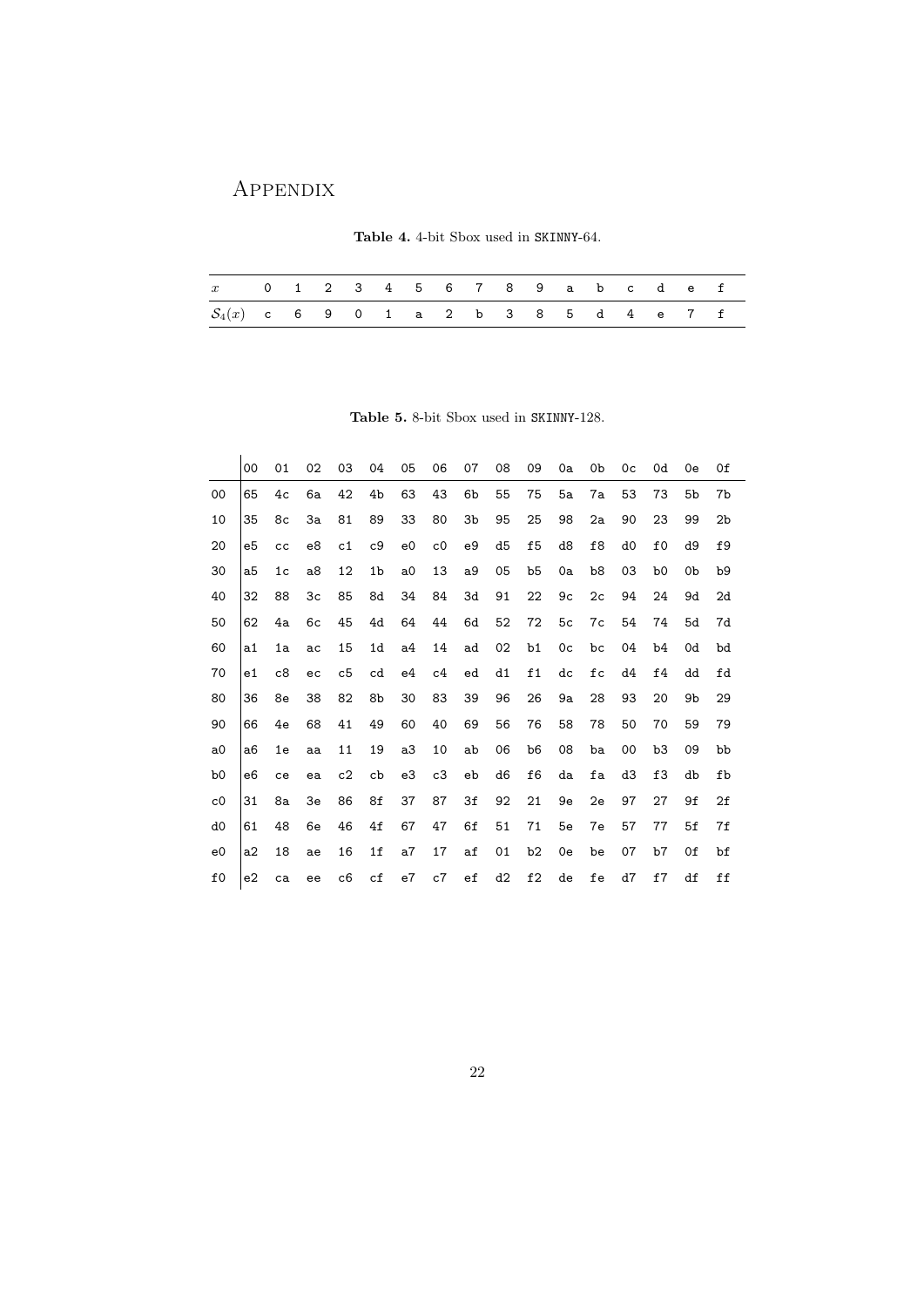# Appendix

**Table 4.** 4-bit Sbox used in SKINNY-64.

| $x$ | 0 | 1 | 2 | 3 | 4 | 5 | 6 | 7 | 8 | 9 | a | b | c | d | e | f |
|---|---|---|---|---|---|---|---|---|---|---|---|---|---|---|---|---|
| $\mathcal{S}_4(x)$ | c | 6 | 9 | 0 | 1 | a | 2 | b | 3 | 8 | 5 | d | 4 | e | 7 | f |

**Table 5.** 8-bit Sbox used in SKINNY-128.

| | 00 | 01 | 02 | 03 | 04 | 05 | 06 | 07 | 08 | 09 | 0a | 0b | 0c | 0d | 0e | 0f |
|---|---|---|---|---|---|---|---|---|---|---|---|---|---|---|---|---|
| 00 | 65 | 4c | 6a | 42 | 4b | 63 | 43 | 6b | 55 | 75 | 5a | 7a | 53 | 73 | 5b | 7b |
| 10 | 35 | 8c | 3a | 81 | 89 | 33 | 80 | 3b | 95 | 25 | 98 | 2a | 90 | 23 | 99 | 2b |
| 20 | e5 | cc | e8 | c1 | c9 | e0 | c0 | e9 | d5 | f5 | d8 | f8 | d0 | f0 | d9 | f9 |
| 30 | a5 | 1c | a8 | 12 | 1b | a0 | 13 | a9 | 05 | b5 | 0a | b8 | 03 | b0 | 0b | b9 |
| 40 | 32 | 88 | 3c | 85 | 8d | 34 | 84 | 3d | 91 | 22 | 9c | 2c | 94 | 24 | 9d | 2d |
| 50 | 62 | 4a | 6c | 45 | 4d | 64 | 44 | 6d | 52 | 72 | 5c | 7c | 54 | 74 | 5d | 7d |
| 60 | a1 | 1a | ac | 15 | 1d | a4 | 14 | ad | 02 | b1 | 0c | bc | 04 | b4 | 0d | bd |
| 70 | e1 | c8 | ec | c5 | cd | e4 | c4 | ed | d1 | f1 | dc | fc | d4 | f4 | dd | fd |
| 80 | 36 | 8e | 38 | 82 | 8b | 30 | 83 | 39 | 96 | 26 | 9a | 28 | 93 | 20 | 9b | 29 |
| 90 | 66 | 4e | 68 | 41 | 49 | 60 | 40 | 69 | 56 | 76 | 58 | 78 | 50 | 70 | 59 | 79 |
| a0 | a6 | 1e | aa | 11 | 19 | a3 | 10 | ab | 06 | b6 | 08 | ba | 00 | b3 | 09 | bb |
| b0 | e6 | ce | ea | c2 | cb | e3 | c3 | eb | d6 | f6 | da | fa | d3 | f3 | db | fb |
| c0 | 31 | 8a | 3e | 86 | 8f | 37 | 87 | 3f | 92 | 21 | 9e | 2e | 97 | 27 | 9f | 2f |
| d0 | 61 | 48 | 6e | 46 | 4f | 67 | 47 | 6f | 51 | 71 | 5e | 7e | 57 | 77 | 5f | 7f |
| e0 | a2 | 18 | ae | 16 | 1f | a7 | 17 | af | 01 | b2 | 0e | be | 07 | b7 | 0f | bf |
| f0 | e2 | ca | ee | c6 | cf | e7 | c7 | ef | d2 | f2 | de | fe | d7 | f7 | df | ff |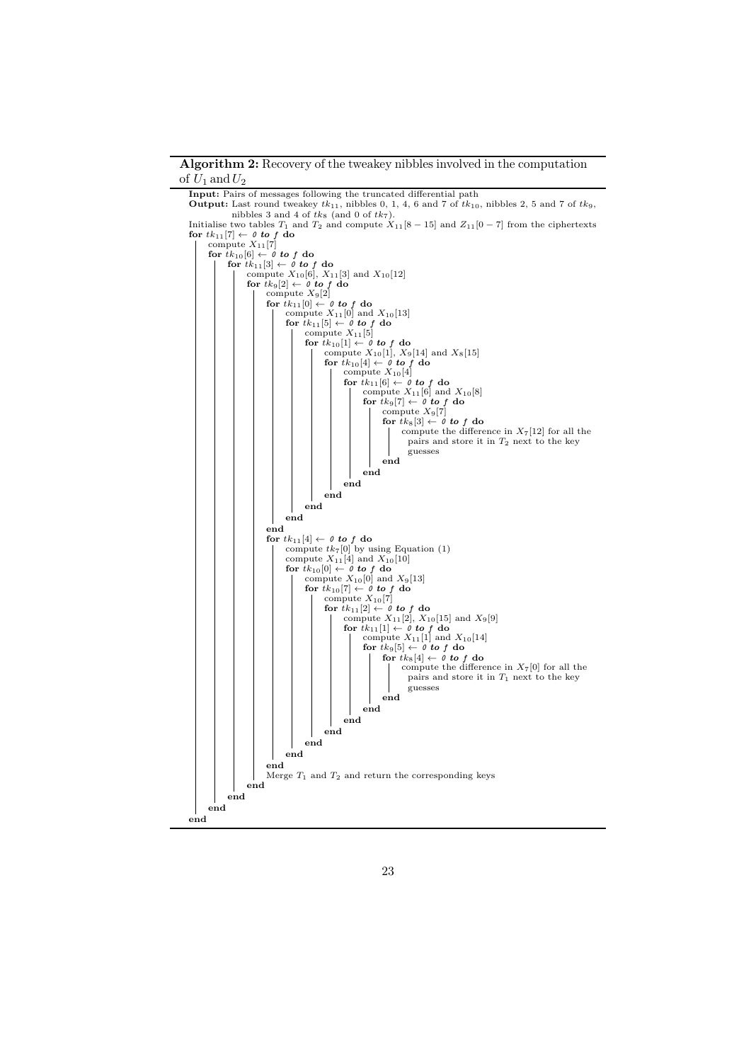**Algorithm 2:** Recovery of the tweakey nibbles involved in the computation of $U_1$ and $U_2$

```
Input: Pairs of messages following the truncated differential path
Output: Last round tweakey tk_11, nibbles 0, 1, 4, 6 and 7 of tk_10, nibbles 2, 5 and 7 of tk_9,
        nibbles 3 and 4 of tk_8 (and 0 of tk_7).
Initialise two tables T_1 and T_2 and compute X_11[8 − 15] and Z_11[0 − 7] from the ciphertexts
for tk_11[7] ← 0 to f do
    compute X_11[7]
    for tk_10[6] ← 0 to f do
        for tk_11[3] ← 0 to f do
            compute X_10[6], X_11[3] and X_10[12]
            for tk_9[2] ← 0 to f do
                compute X_9[2]
                for tk_11[0] ← 0 to f do
                    compute X_11[0] and X_10[13]
                    for tk_11[5] ← 0 to f do
                        compute X_11[5]
                        for tk_10[1] ← 0 to f do
                            compute X_10[1], X_9[14] and X_8[15]
                            for tk_10[4] ← 0 to f do
                                compute X_10[4]
                                for tk_11[6] ← 0 to f do
                                    compute X_11[6] and X_10[8]
                                    for tk_9[7] ← 0 to f do
                                        compute X_9[7]
                                        for tk_8[3] ← 0 to f do
                                            compute the difference in X_7[12] for all the
                                              pairs and store it in T_2 next to the key
                                              guesses
                                        end
                                    end
                                end
                            end
                        end
                    end
                end
                for tk_11[4] ← 0 to f do
                    compute tk_7[0] by using Equation (1)
                    compute X_11[4] and X_10[10]
                    for tk_10[0] ← 0 to f do
                        compute X_10[0] and X_9[13]
                        for tk_10[7] ← 0 to f do
                            compute X_10[7]
                            for tk_11[2] ← 0 to f do
                                compute X_11[2], X_10[15] and X_9[9]
                                for tk_11[1] ← 0 to f do
                                    compute X_11[1] and X_10[14]
                                    for tk_9[5] ← 0 to f do
                                        for tk_8[4] ← 0 to f do
                                            compute the difference in X_7[0] for all the
                                              pairs and store it in T_1 next to the key
                                              guesses
                                        end
                                    end
                                end
                            end
                        end
                    end
                end
                Merge T_1 and T_2 and return the corresponding keys
            end
        end
    end
end
```